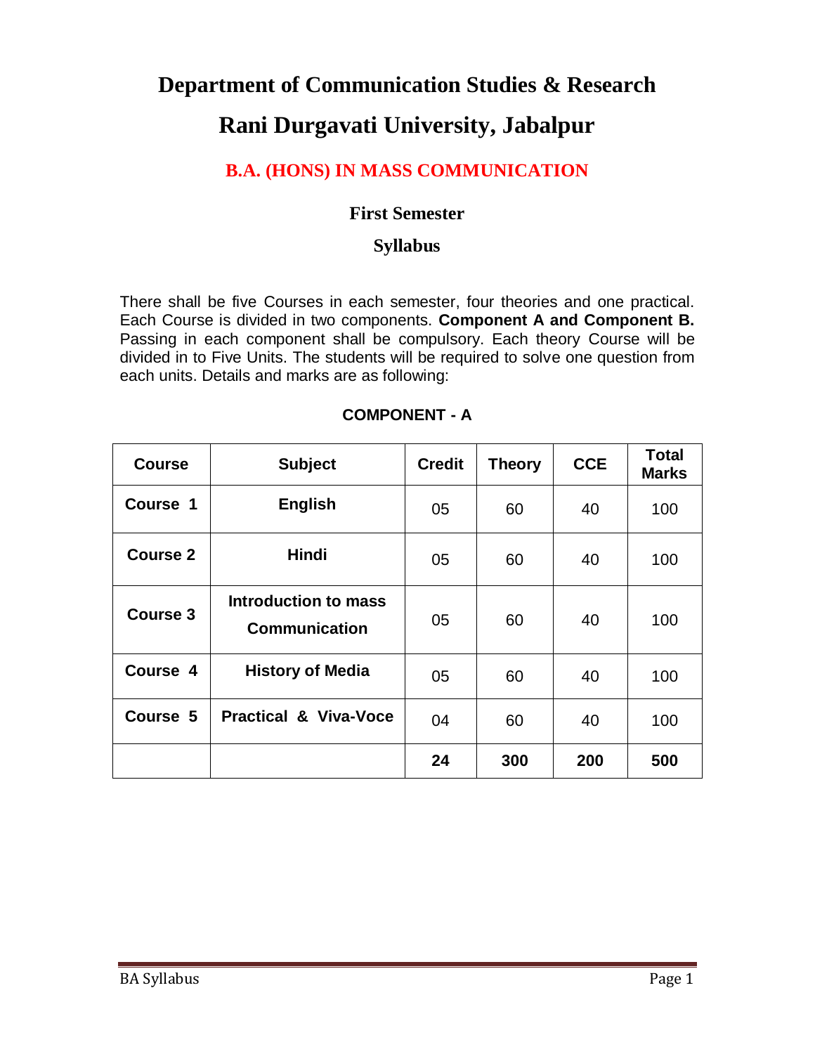# Department of Communication Studies & Research

# Rani Durgavati University, Jabalpur

## B.A. (HONS) IN MASS COMMUNICATION

### First Semester

### Syllabus

There shall be five Courses in each semester, four theories and one practical. Each Course is divided in two components. **Component A and Component B.** Passing in each component shall be compulsory. Each theory Course will be divided in to Five Units. The students will be required to solve one question from each units. Details and marks are as following:

**COMPONENT - A**

| Course | Subject | Credit | Theory | CCE | Total Marks |
|---|---|---|---|---|---|
| **Course 1** | **English** | 05 | 60 | 40 | 100 |
| **Course 2** | **Hindi** | 05 | 60 | 40 | 100 |
| **Course 3** | **Introduction to mass Communication** | 05 | 60 | 40 | 100 |
| **Course 4** | **History of Media** | 05 | 60 | 40 | 100 |
| **Course 5** | **Practical & Viva-Voce** | 04 | 60 | 40 | 100 |
| | | **24** | **300** | **200** | **500** |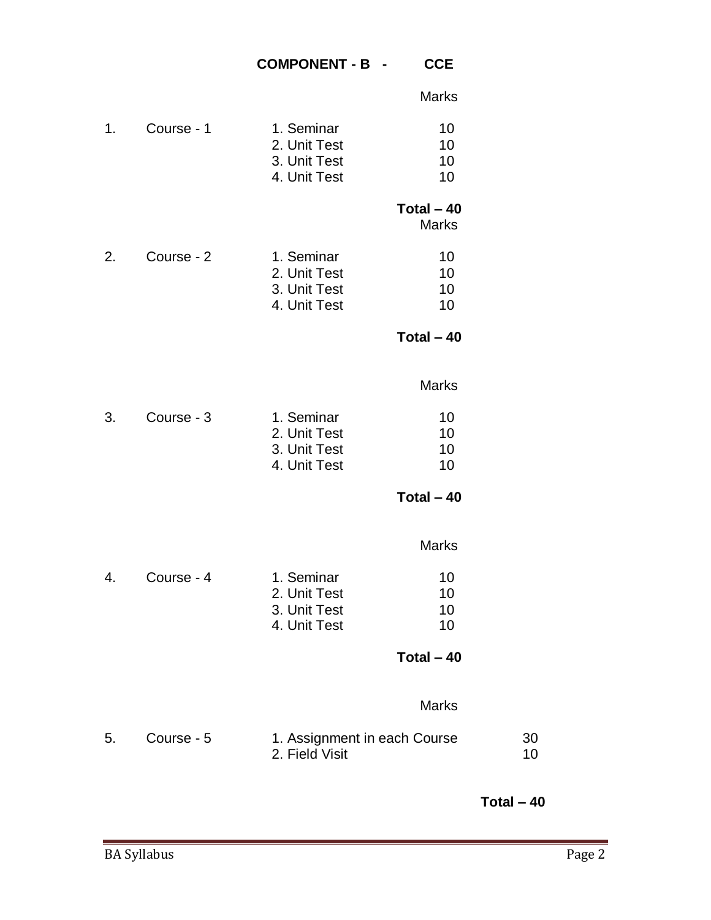## COMPONENT - B - CCE

| | | | Marks |
|---|---|---|---|
| 1. | Course - 1 | 1. Seminar | 10 |
| | | 2. Unit Test | 10 |
| | | 3. Unit Test | 10 |
| | | 4. Unit Test | 10 |
| | | | **Total – 40** |

| | | | Marks |
|---|---|---|---|
| 2. | Course - 2 | 1. Seminar | 10 |
| | | 2. Unit Test | 10 |
| | | 3. Unit Test | 10 |
| | | 4. Unit Test | 10 |
| | | | **Total – 40** |

| | | | Marks |
|---|---|---|---|
| 3. | Course - 3 | 1. Seminar | 10 |
| | | 2. Unit Test | 10 |
| | | 3. Unit Test | 10 |
| | | 4. Unit Test | 10 |
| | | | **Total – 40** |

| | | | Marks |
|---|---|---|---|
| 4. | Course - 4 | 1. Seminar | 10 |
| | | 2. Unit Test | 10 |
| | | 3. Unit Test | 10 |
| | | 4. Unit Test | 10 |
| | | | **Total – 40** |

| | | | Marks |
|---|---|---|---|
| 5. | Course - 5 | 1. Assignment in each Course | 30 |
| | | 2. Field Visit | 10 |
| | | | **Total – 40** |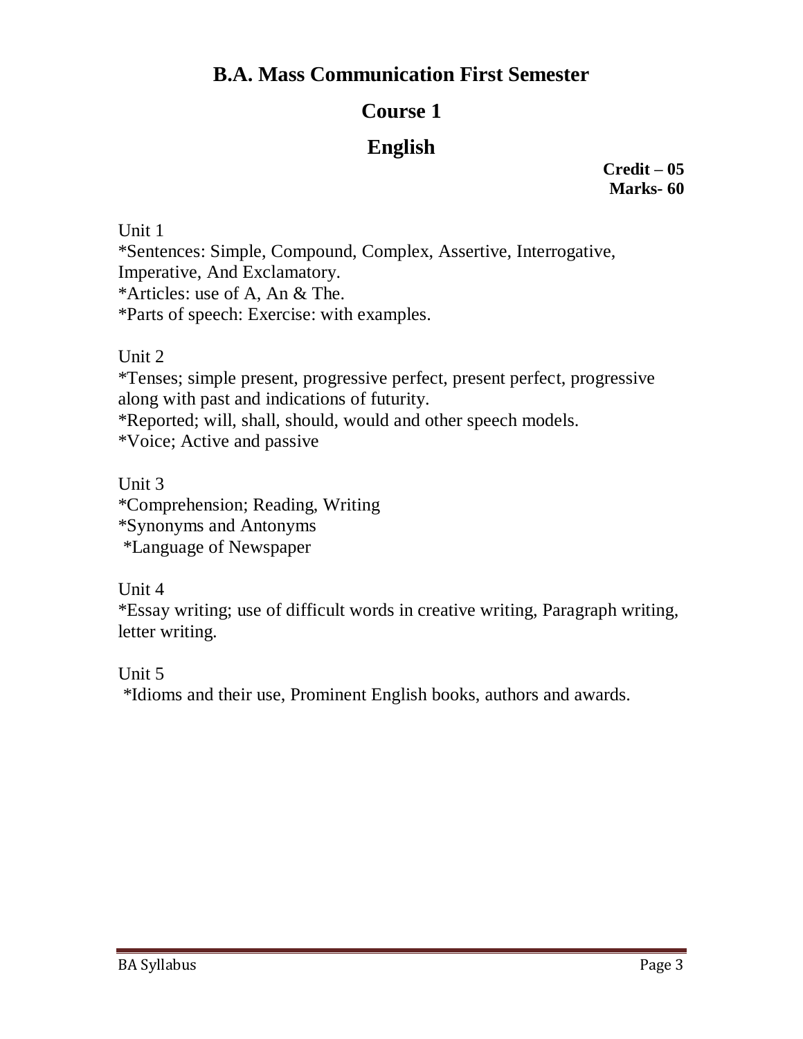## B.A. Mass Communication First Semester

## Course 1

## English

**Credit – 05**
**Marks- 60**

Unit 1

*Sentences: Simple, Compound, Complex, Assertive, Interrogative, Imperative, And Exclamatory.
*Articles: use of A, An & The.
*Parts of speech: Exercise: with examples.

Unit 2

*Tenses; simple present, progressive perfect, present perfect, progressive along with past and indications of futurity.
*Reported; will, shall, should, would and other speech models.
*Voice; Active and passive

Unit 3

*Comprehension; Reading, Writing
*Synonyms and Antonyms
*Language of Newspaper

Unit 4

*Essay writing; use of difficult words in creative writing, Paragraph writing, letter writing.

Unit 5

*Idioms and their use, Prominent English books, authors and awards.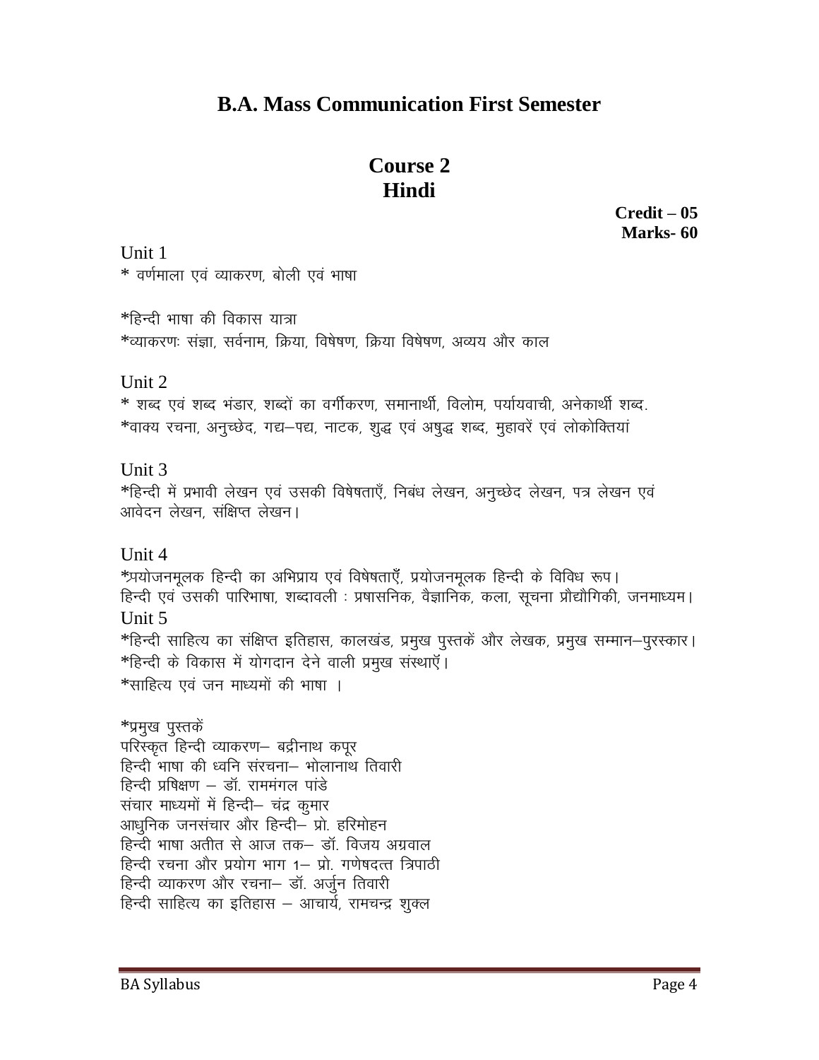## B.A. Mass Communication First Semester

# Course 2
# Hindi

**Credit – 05**
**Marks- 60**

Unit 1

* वर्णमाला एवं व्याकरण, बोली एवं भाषा

*हिन्दी भाषा की विकास यात्रा
*व्याकरणः संज्ञा, सर्वनाम, क्रिया, विषेषण, क्रिया विषेषण, अव्यय और काल

Unit 2

* शब्द एवं शब्द भंडार, शब्दों का वर्गीकरण, समानार्थी, विलोम, पर्यायवाची, अनेकार्थी शब्द.
*वाक्य रचना, अनुच्छेद, गद्य–पद्य, नाटक, शुद्ध एवं अषुद्ध शब्द, मुहावरें एवं लोकोक्तियां

Unit 3

*हिन्दी में प्रभावी लेखन एवं उसकी विषेषताएँ, निबंध लेखन, अनुच्छेद लेखन, पत्र लेखन एवं आवेदन लेखन, संक्षिप्त लेखन।

Unit 4

*प्रयोजनमूलक हिन्दी का अभिप्राय एवं विषेषताएँ, प्रयोजनमूलक हिन्दी के विविध रूप।
हिन्दी एवं उसकी पारिभाषा, शब्दावली : प्रषासनिक, वैज्ञानिक, कला, सूचना प्रौद्यौगिकी, जनमाध्यम।

Unit 5

*हिन्दी साहित्य का संक्षिप्त इतिहास, कालखंड, प्रमुख पुस्तकें और लेखक, प्रमुख सम्मान–पुरस्कार।
*हिन्दी के विकास में योगदान देने वाली प्रमुख संस्थाएँ।
*साहित्य एवं जन माध्यमों की भाषा ।

*प्रमुख पुस्तकें
परिस्कृत हिन्दी व्याकरण– बद्रीनाथ कपूर
हिन्दी भाषा की ध्वनि संरचना– भोलानाथ तिवारी
हिन्दी प्रषिक्षण – डॉ. राममंगल पांडे
संचार माध्यमों में हिन्दी– चंद्र कुमार
आधुनिक जनसंचार और हिन्दी– प्रो. हरिमोहन
हिन्दी भाषा अतीत से आज तक– डॉ. विजय अग्रवाल
हिन्दी रचना और प्रयोग भाग 1– प्रो. गणेषदत्त त्रिपाठी
हिन्दी व्याकरण और रचना– डॉ. अर्जुन तिवारी
हिन्दी साहित्य का इतिहास – आचार्य, रामचन्द्र शुक्ल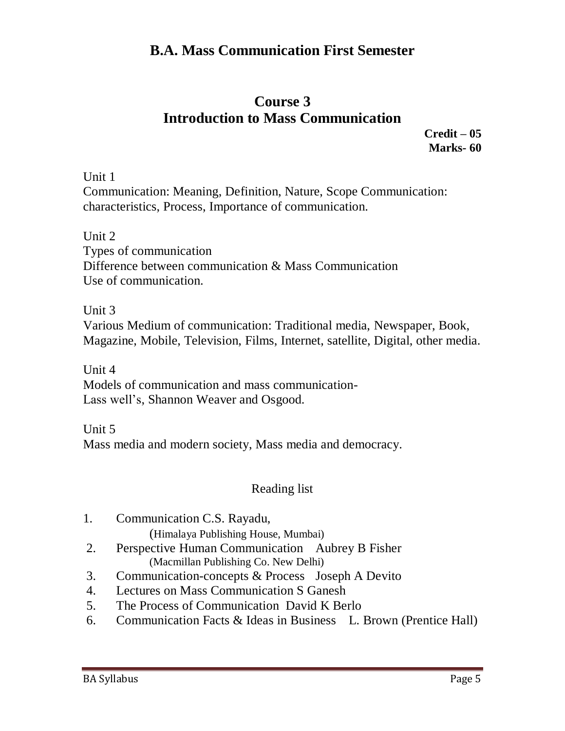# B.A. Mass Communication First Semester

## Course 3
## Introduction to Mass Communication

**Credit – 05**
**Marks- 60**

Unit 1
Communication: Meaning, Definition, Nature, Scope Communication: characteristics, Process, Importance of communication.

Unit 2
Types of communication
Difference between communication & Mass Communication
Use of communication.

Unit 3
Various Medium of communication: Traditional media, Newspaper, Book, Magazine, Mobile, Television, Films, Internet, satellite, Digital, other media.

Unit 4
Models of communication and mass communication-
Lass well's, Shannon Weaver and Osgood.

Unit 5
Mass media and modern society, Mass media and democracy.

### Reading list

1. Communication C.S. Rayadu,
   (Himalaya Publishing House, Mumbai)
2. Perspective Human Communication Aubrey B Fisher
   (Macmillan Publishing Co. New Delhi)
3. Communication-concepts & Process Joseph A Devito
4. Lectures on Mass Communication S Ganesh
5. The Process of Communication David K Berlo
6. Communication Facts & Ideas in Business L. Brown (Prentice Hall)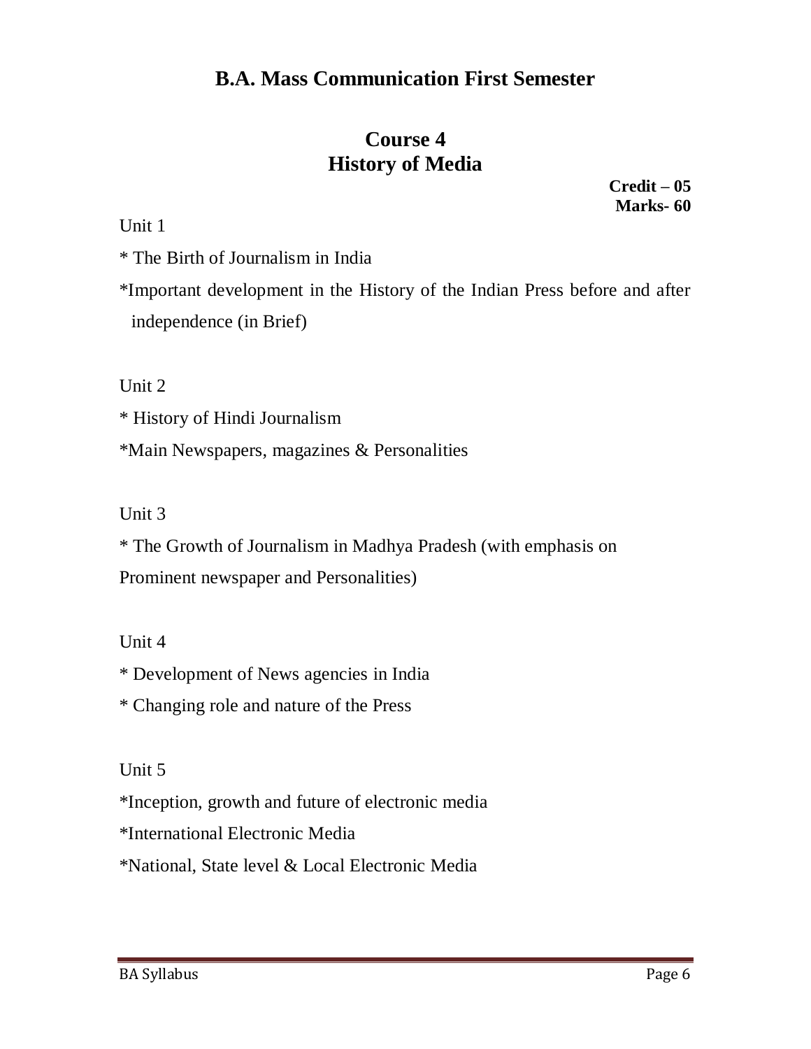# B.A. Mass Communication First Semester

## Course 4
## History of Media

**Credit – 05**
**Marks- 60**

Unit 1

* The Birth of Journalism in India

*Important development in the History of the Indian Press before and after independence (in Brief)

Unit 2

* History of Hindi Journalism

*Main Newspapers, magazines & Personalities

Unit 3

* The Growth of Journalism in Madhya Pradesh (with emphasis on Prominent newspaper and Personalities)

Unit 4

* Development of News agencies in India

* Changing role and nature of the Press

Unit 5

*Inception, growth and future of electronic media

*International Electronic Media

*National, State level & Local Electronic Media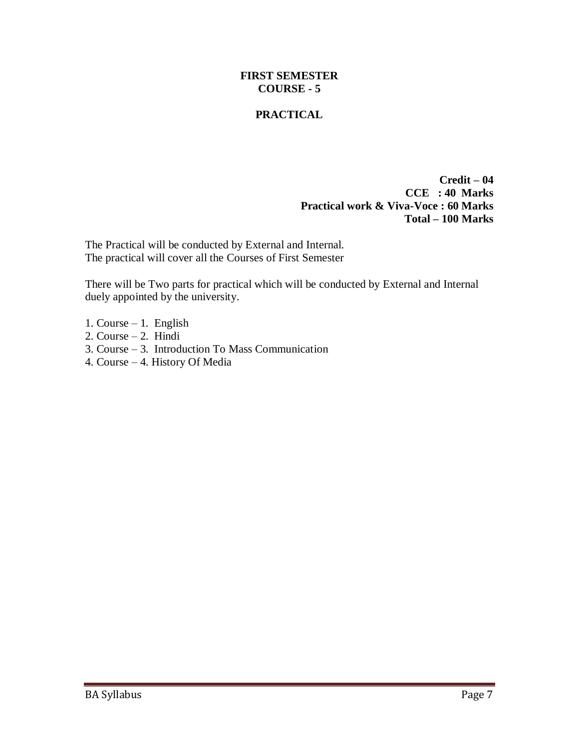**FIRST SEMESTER**
**COURSE - 5**

**PRACTICAL**

**Credit – 04**
**CCE : 40 Marks**
**Practical work & Viva-Voce : 60 Marks**
**Total – 100 Marks**

The Practical will be conducted by External and Internal.
The practical will cover all the Courses of First Semester

There will be Two parts for practical which will be conducted by External and Internal duely appointed by the university.

1. Course – 1. English
2. Course – 2. Hindi
3. Course – 3. Introduction To Mass Communication
4. Course – 4. History Of Media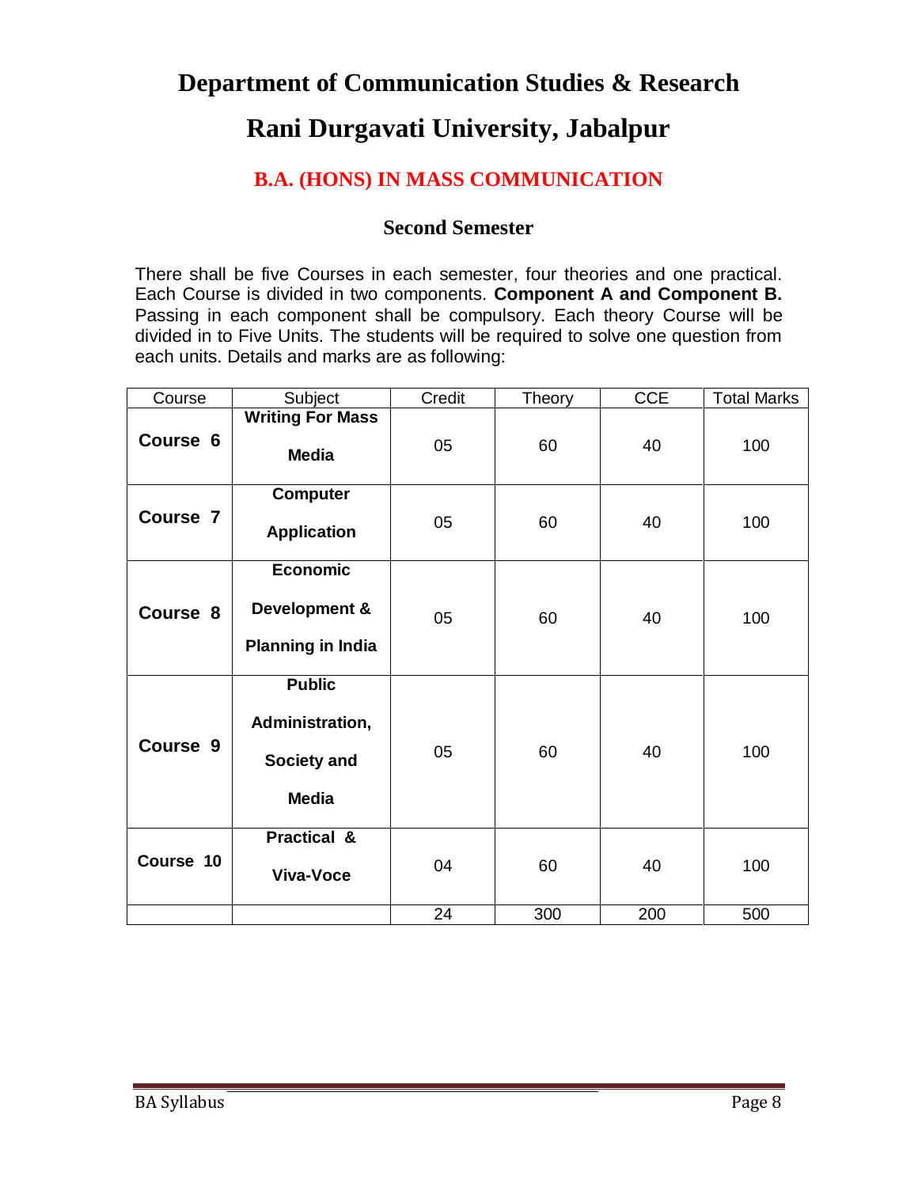# Department of Communication Studies & Research

# Rani Durgavati University, Jabalpur

## B.A. (HONS) IN MASS COMMUNICATION

### Second Semester

There shall be five Courses in each semester, four theories and one practical. Each Course is divided in two components. **Component A and Component B.** Passing in each component shall be compulsory. Each theory Course will be divided in to Five Units. The students will be required to solve one question from each units. Details and marks are as following:

| Course | Subject | Credit | Theory | CCE | Total Marks |
|---|---|---|---|---|---|
| **Course 6** | **Writing For Mass Media** | 05 | 60 | 40 | 100 |
| **Course 7** | **Computer Application** | 05 | 60 | 40 | 100 |
| **Course 8** | **Economic Development & Planning in India** | 05 | 60 | 40 | 100 |
| **Course 9** | **Public Administration, Society and Media** | 05 | 60 | 40 | 100 |
| **Course 10** | **Practical & Viva-Voce** | 04 | 60 | 40 | 100 |
| | | 24 | 300 | 200 | 500 |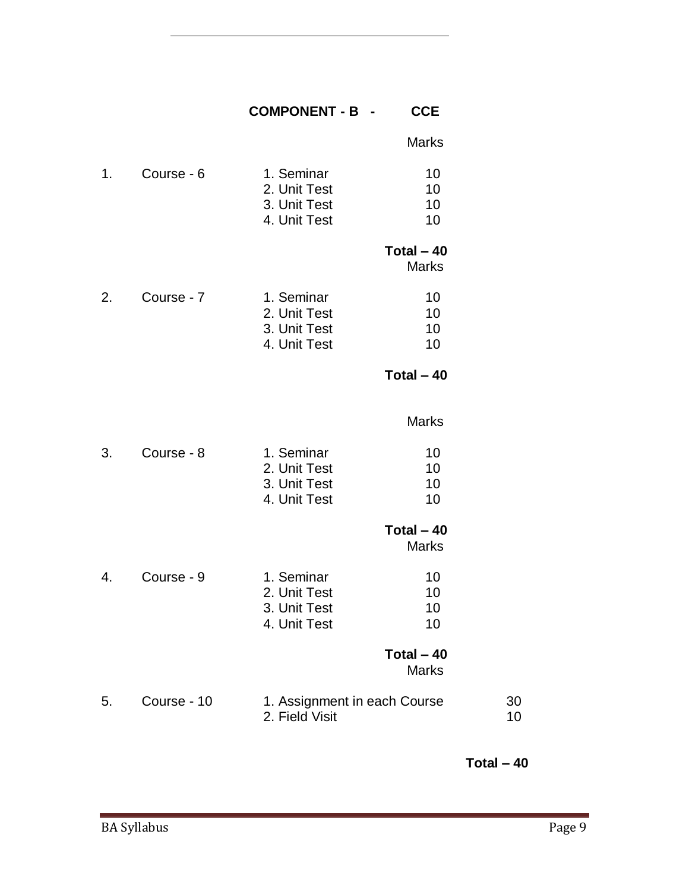## COMPONENT - B - CCE

| | | | Marks |
|---|---|---|---|
| 1. | Course - 6 | 1. Seminar | 10 |
| | | 2. Unit Test | 10 |
| | | 3. Unit Test | 10 |
| | | 4. Unit Test | 10 |
| | | | **Total – 40** |

| | | | Marks |
|---|---|---|---|
| 2. | Course - 7 | 1. Seminar | 10 |
| | | 2. Unit Test | 10 |
| | | 3. Unit Test | 10 |
| | | 4. Unit Test | 10 |
| | | | **Total – 40** |

| | | | Marks |
|---|---|---|---|
| 3. | Course - 8 | 1. Seminar | 10 |
| | | 2. Unit Test | 10 |
| | | 3. Unit Test | 10 |
| | | 4. Unit Test | 10 |
| | | | **Total – 40** |

| | | | Marks |
|---|---|---|---|
| 4. | Course - 9 | 1. Seminar | 10 |
| | | 2. Unit Test | 10 |
| | | 3. Unit Test | 10 |
| | | 4. Unit Test | 10 |
| | | | **Total – 40** |

| | | | Marks |
|---|---|---|---|
| 5. | Course - 10 | 1. Assignment in each Course | 30 |
| | | 2. Field Visit | 10 |
| | | | **Total – 40** |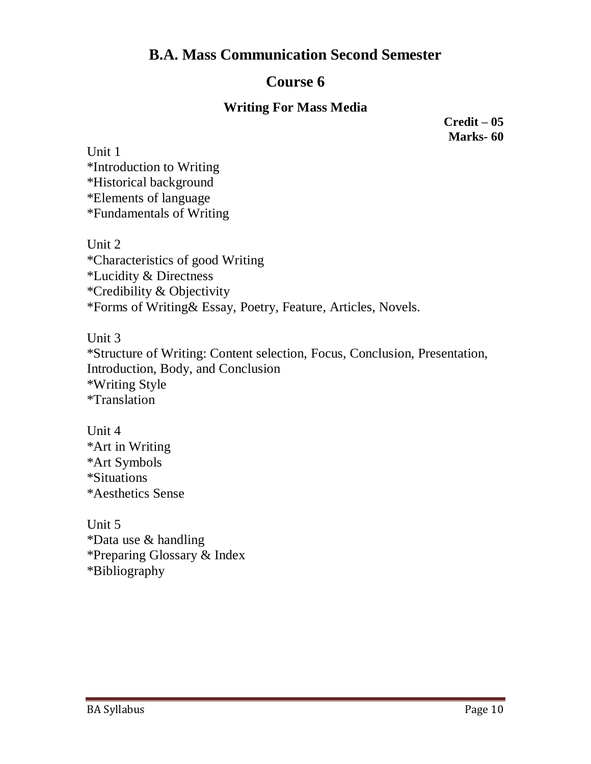# B.A. Mass Communication Second Semester

## Course 6

### Writing For Mass Media

**Credit – 05**
**Marks- 60**

Unit 1
*Introduction to Writing
*Historical background
*Elements of language
*Fundamentals of Writing

Unit 2
*Characteristics of good Writing
*Lucidity & Directness
*Credibility & Objectivity
*Forms of Writing& Essay, Poetry, Feature, Articles, Novels.

Unit 3
*Structure of Writing: Content selection, Focus, Conclusion, Presentation, Introduction, Body, and Conclusion
*Writing Style
*Translation

Unit 4
*Art in Writing
*Art Symbols
*Situations
*Aesthetics Sense

Unit 5
*Data use & handling
*Preparing Glossary & Index
*Bibliography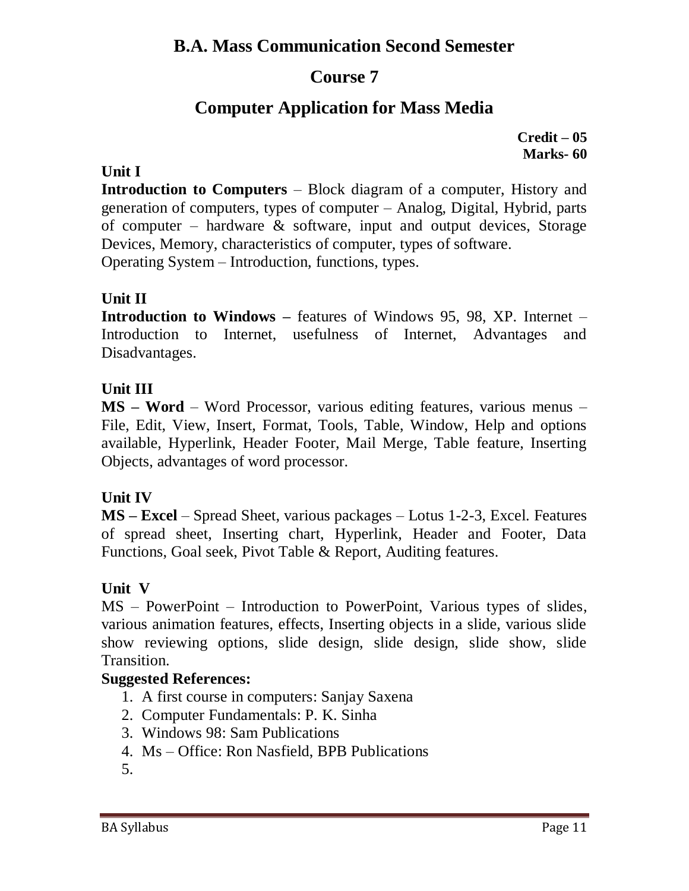# B.A. Mass Communication Second Semester

## Course 7

## Computer Application for Mass Media

**Credit – 05**
**Marks- 60**

**Unit I**

**Introduction to Computers** – Block diagram of a computer, History and generation of computers, types of computer – Analog, Digital, Hybrid, parts of computer – hardware & software, input and output devices, Storage Devices, Memory, characteristics of computer, types of software.
Operating System – Introduction, functions, types.

**Unit II**

**Introduction to Windows –** features of Windows 95, 98, XP. Internet – Introduction to Internet, usefulness of Internet, Advantages and Disadvantages.

**Unit III**

**MS – Word** – Word Processor, various editing features, various menus – File, Edit, View, Insert, Format, Tools, Table, Window, Help and options available, Hyperlink, Header Footer, Mail Merge, Table feature, Inserting Objects, advantages of word processor.

**Unit IV**

**MS – Excel** – Spread Sheet, various packages – Lotus 1-2-3, Excel. Features of spread sheet, Inserting chart, Hyperlink, Header and Footer, Data Functions, Goal seek, Pivot Table & Report, Auditing features.

**Unit V**

MS – PowerPoint – Introduction to PowerPoint, Various types of slides, various animation features, effects, Inserting objects in a slide, various slide show reviewing options, slide design, slide design, slide show, slide Transition.

**Suggested References:**

1. A first course in computers: Sanjay Saxena
2. Computer Fundamentals: P. K. Sinha
3. Windows 98: Sam Publications
4. Ms – Office: Ron Nasfield, BPB Publications
5.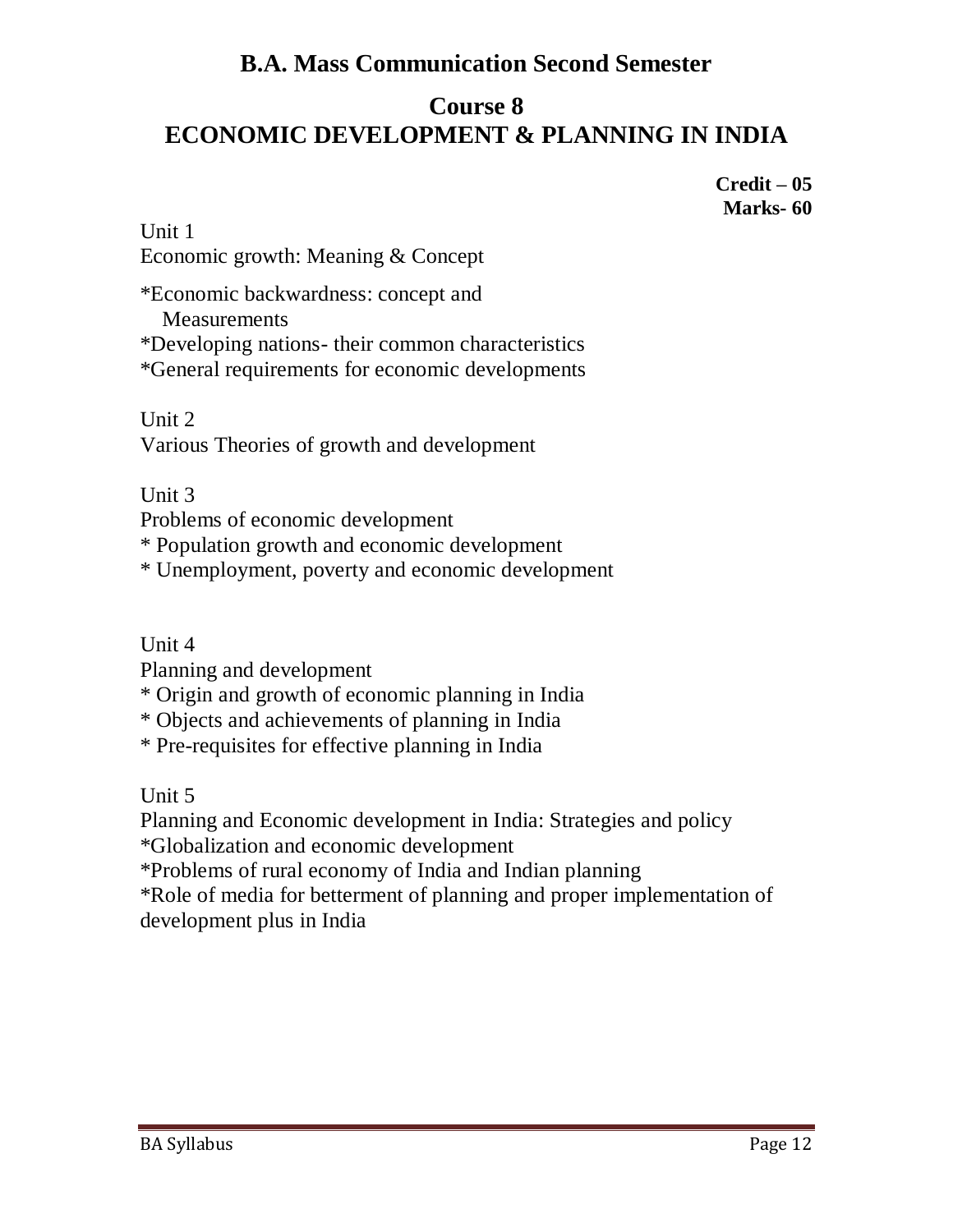## B.A. Mass Communication Second Semester

## Course 8
## ECONOMIC DEVELOPMENT & PLANNING IN INDIA

**Credit – 05**
**Marks- 60**

Unit 1
Economic growth: Meaning & Concept

*Economic backwardness: concept and Measurements
*Developing nations- their common characteristics
*General requirements for economic developments

Unit 2
Various Theories of growth and development

Unit 3
Problems of economic development
* Population growth and economic development
* Unemployment, poverty and economic development

Unit 4
Planning and development
* Origin and growth of economic planning in India
* Objects and achievements of planning in India
* Pre-requisites for effective planning in India

Unit 5
Planning and Economic development in India: Strategies and policy
*Globalization and economic development
*Problems of rural economy of India and Indian planning
*Role of media for betterment of planning and proper implementation of development plus in India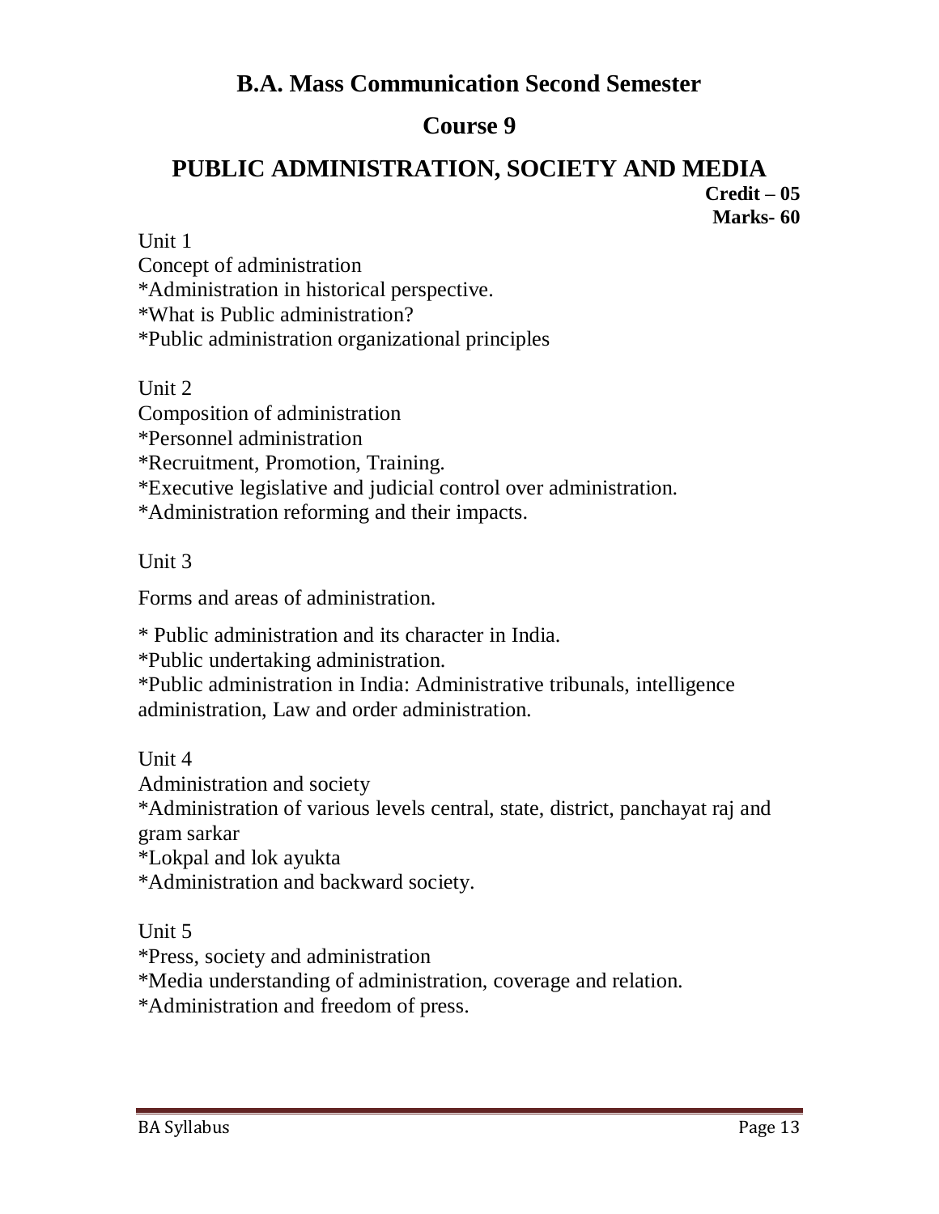## B.A. Mass Communication Second Semester

## Course 9

# PUBLIC ADMINISTRATION, SOCIETY AND MEDIA

**Credit – 05**
**Marks- 60**

Unit 1

Concept of administration

*Administration in historical perspective.
*What is Public administration?
*Public administration organizational principles

Unit 2

Composition of administration

*Personnel administration
*Recruitment, Promotion, Training.
*Executive legislative and judicial control over administration.
*Administration reforming and their impacts.

Unit 3

Forms and areas of administration.

* Public administration and its character in India.
*Public undertaking administration.
*Public administration in India: Administrative tribunals, intelligence administration, Law and order administration.

Unit 4

Administration and society

*Administration of various levels central, state, district, panchayat raj and gram sarkar
*Lokpal and lok ayukta
*Administration and backward society.

Unit 5

*Press, society and administration
*Media understanding of administration, coverage and relation.
*Administration and freedom of press.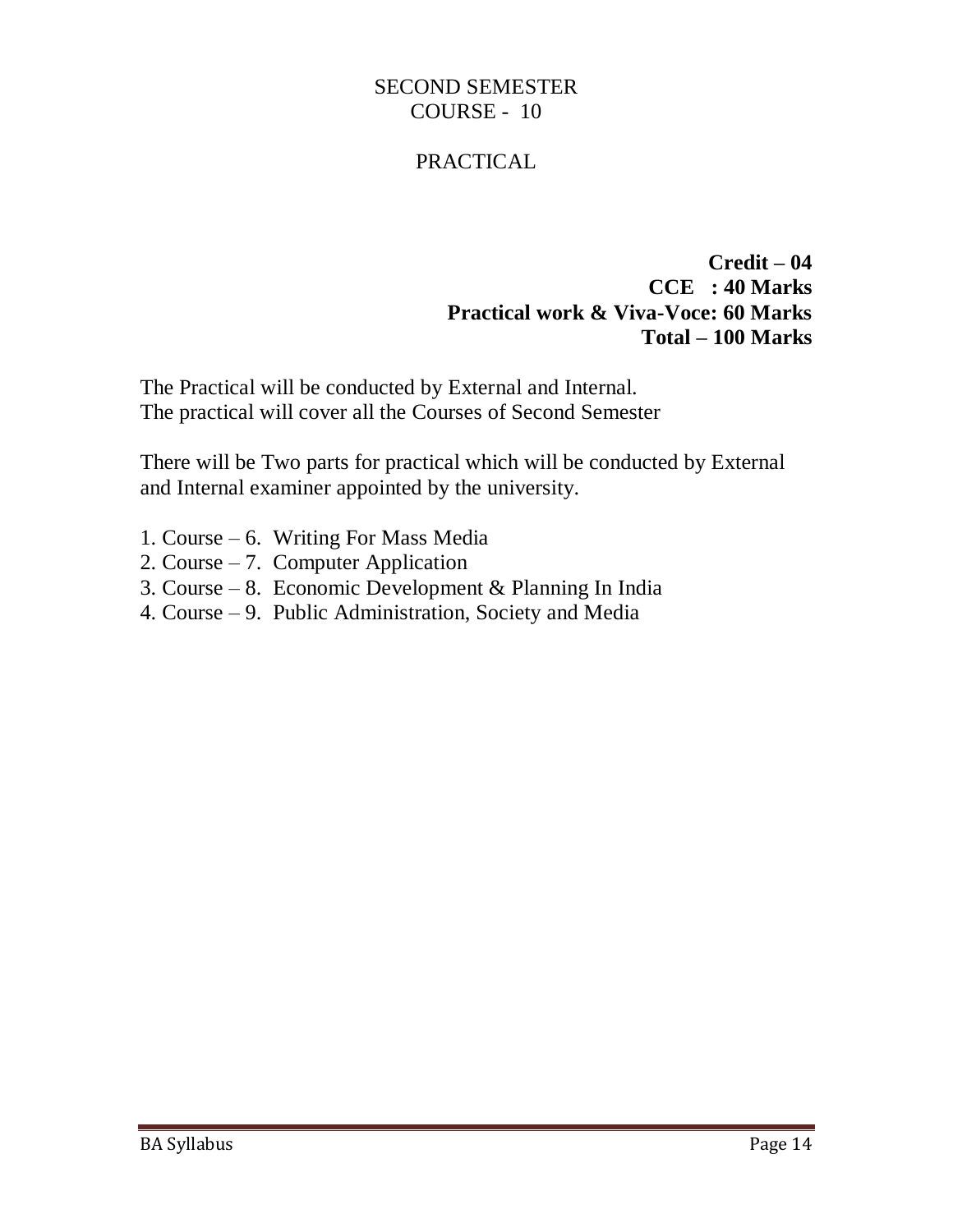## SECOND SEMESTER
## COURSE - 10

## PRACTICAL

**Credit – 04**
**CCE : 40 Marks**
**Practical work & Viva-Voce: 60 Marks**
**Total – 100 Marks**

The Practical will be conducted by External and Internal.
The practical will cover all the Courses of Second Semester

There will be Two parts for practical which will be conducted by External and Internal examiner appointed by the university.

1. Course – 6. Writing For Mass Media
2. Course – 7. Computer Application
3. Course – 8. Economic Development & Planning In India
4. Course – 9. Public Administration, Society and Media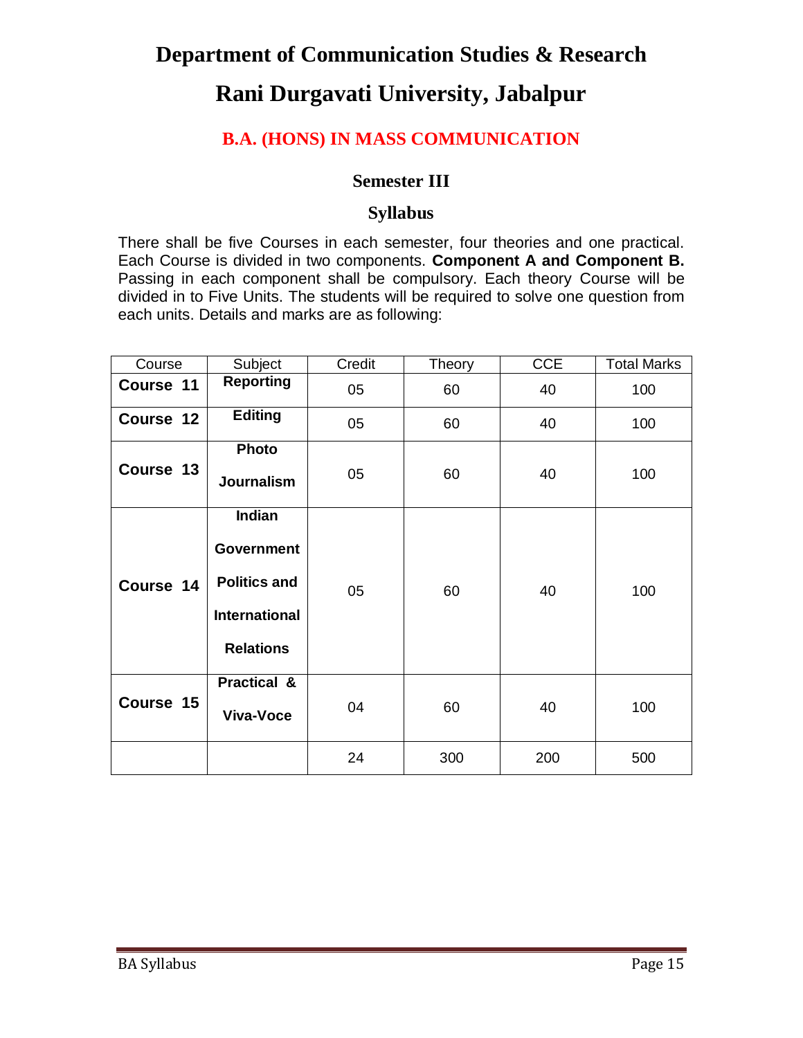# Department of Communication Studies & Research

# Rani Durgavati University, Jabalpur

## B.A. (HONS) IN MASS COMMUNICATION

### Semester III

### Syllabus

There shall be five Courses in each semester, four theories and one practical. Each Course is divided in two components. **Component A and Component B.** Passing in each component shall be compulsory. Each theory Course will be divided in to Five Units. The students will be required to solve one question from each units. Details and marks are as following:

| Course | Subject | Credit | Theory | CCE | Total Marks |
|---|---|---|---|---|---|
| **Course 11** | **Reporting** | 05 | 60 | 40 | 100 |
| **Course 12** | **Editing** | 05 | 60 | 40 | 100 |
| **Course 13** | **Photo Journalism** | 05 | 60 | 40 | 100 |
| **Course 14** | **Indian Government Politics and International Relations** | 05 | 60 | 40 | 100 |
| **Course 15** | **Practical & Viva-Voce** | 04 | 60 | 40 | 100 |
| | | 24 | 300 | 200 | 500 |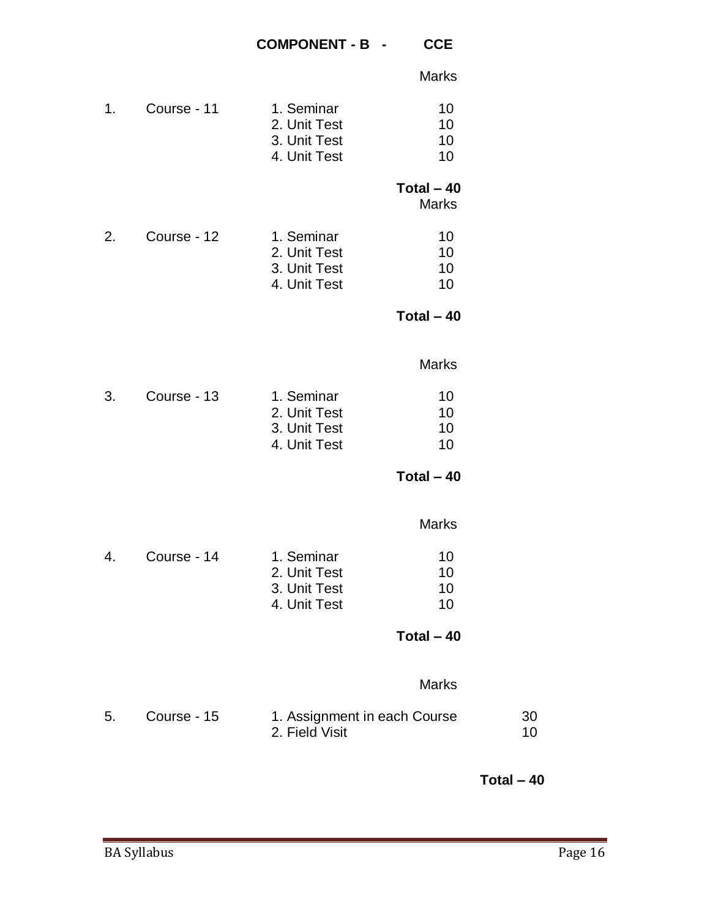## COMPONENT - B - CCE

| | | | Marks |
|---|---|---|---|
| 1. | Course - 11 | 1. Seminar | 10 |
| | | 2. Unit Test | 10 |
| | | 3. Unit Test | 10 |
| | | 4. Unit Test | 10 |
| | | | **Total – 40** |

| | | | Marks |
|---|---|---|---|
| 2. | Course - 12 | 1. Seminar | 10 |
| | | 2. Unit Test | 10 |
| | | 3. Unit Test | 10 |
| | | 4. Unit Test | 10 |
| | | | **Total – 40** |

| | | | Marks |
|---|---|---|---|
| 3. | Course - 13 | 1. Seminar | 10 |
| | | 2. Unit Test | 10 |
| | | 3. Unit Test | 10 |
| | | 4. Unit Test | 10 |
| | | | **Total – 40** |

| | | | Marks |
|---|---|---|---|
| 4. | Course - 14 | 1. Seminar | 10 |
| | | 2. Unit Test | 10 |
| | | 3. Unit Test | 10 |
| | | 4. Unit Test | 10 |
| | | | **Total – 40** |

| | | | Marks |
|---|---|---|---|
| 5. | Course - 15 | 1. Assignment in each Course | 30 |
| | | 2. Field Visit | 10 |
| | | | **Total – 40** |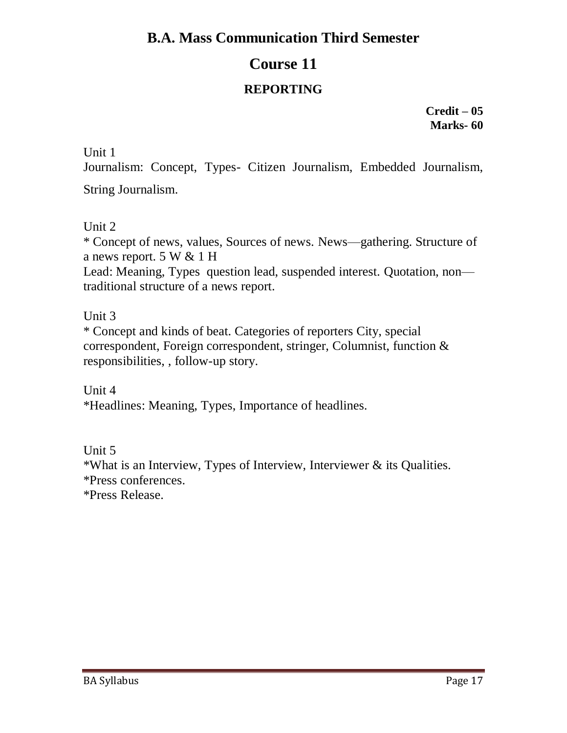# B.A. Mass Communication Third Semester

## Course 11

### REPORTING

**Credit – 05**
**Marks- 60**

Unit 1

Journalism: Concept, Types- Citizen Journalism, Embedded Journalism, String Journalism.

Unit 2

* Concept of news, values, Sources of news. News—gathering. Structure of a news report. 5 W & 1 H
Lead: Meaning, Types question lead, suspended interest. Quotation, non—traditional structure of a news report.

Unit 3

* Concept and kinds of beat. Categories of reporters City, special correspondent, Foreign correspondent, stringer, Columnist, function & responsibilities, , follow-up story.

Unit 4

*Headlines: Meaning, Types, Importance of headlines.

Unit 5

*What is an Interview, Types of Interview, Interviewer & its Qualities.
*Press conferences.
*Press Release.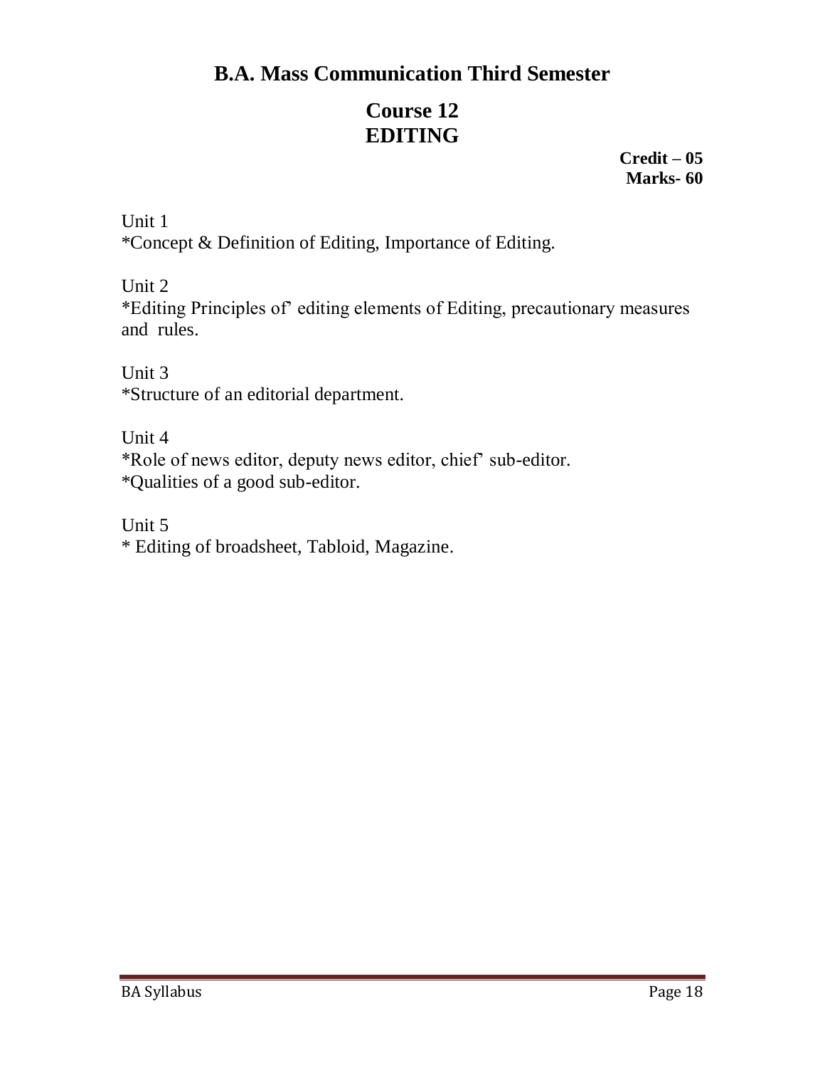## B.A. Mass Communication Third Semester

## Course 12
## EDITING

**Credit – 05**
**Marks- 60**

Unit 1
*Concept & Definition of Editing, Importance of Editing.

Unit 2
*Editing Principles of' editing elements of Editing, precautionary measures and rules.

Unit 3
*Structure of an editorial department.

Unit 4
*Role of news editor, deputy news editor, chief' sub-editor.
*Qualities of a good sub-editor.

Unit 5
* Editing of broadsheet, Tabloid, Magazine.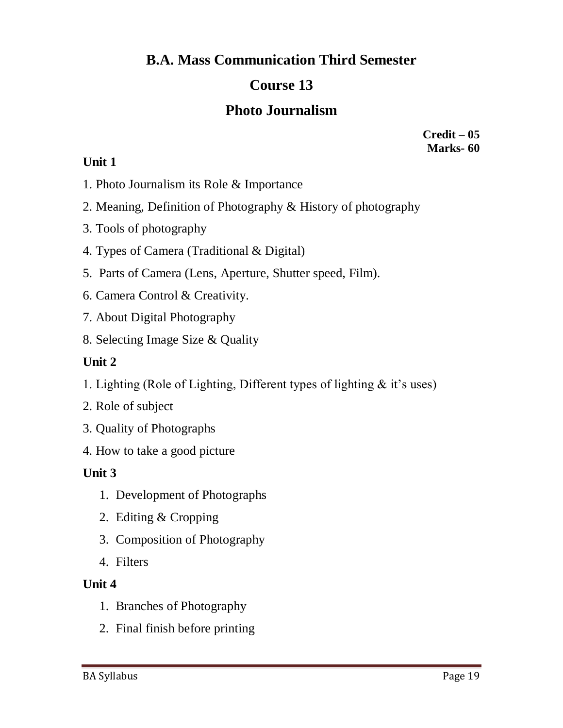# B.A. Mass Communication Third Semester

## Course 13

## Photo Journalism

**Credit – 05**
**Marks- 60**

### Unit 1

1. Photo Journalism its Role & Importance
2. Meaning, Definition of Photography & History of photography
3. Tools of photography
4. Types of Camera (Traditional & Digital)
5. Parts of Camera (Lens, Aperture, Shutter speed, Film).
6. Camera Control & Creativity.
7. About Digital Photography
8. Selecting Image Size & Quality

### Unit 2

1. Lighting (Role of Lighting, Different types of lighting & it's uses)
2. Role of subject
3. Quality of Photographs
4. How to take a good picture

### Unit 3

1. Development of Photographs
2. Editing & Cropping
3. Composition of Photography
4. Filters

### Unit 4

1. Branches of Photography
2. Final finish before printing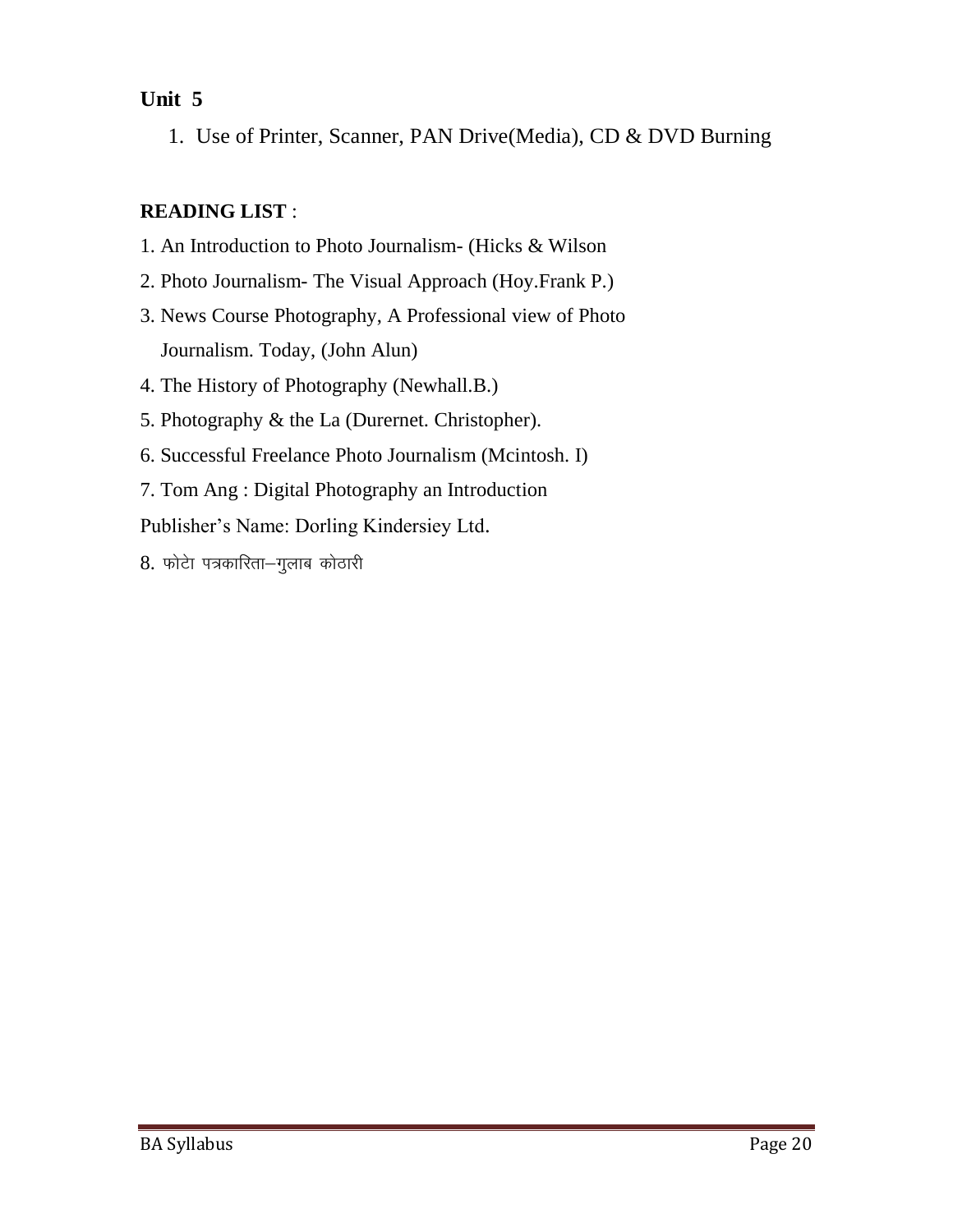## Unit 5

1. Use of Printer, Scanner, PAN Drive(Media), CD & DVD Burning

**READING LIST** :

1. An Introduction to Photo Journalism- (Hicks & Wilson
2. Photo Journalism- The Visual Approach (Hoy.Frank P.)
3. News Course Photography, A Professional view of Photo Journalism. Today, (John Alun)
4. The History of Photography (Newhall.B.)
5. Photography & the La (Durernet. Christopher).
6. Successful Freelance Photo Journalism (Mcintosh. I)
7. Tom Ang : Digital Photography an Introduction

Publisher's Name: Dorling Kindersiey Ltd.

8. फोटो पत्रकारिता–गुलाब कोठारी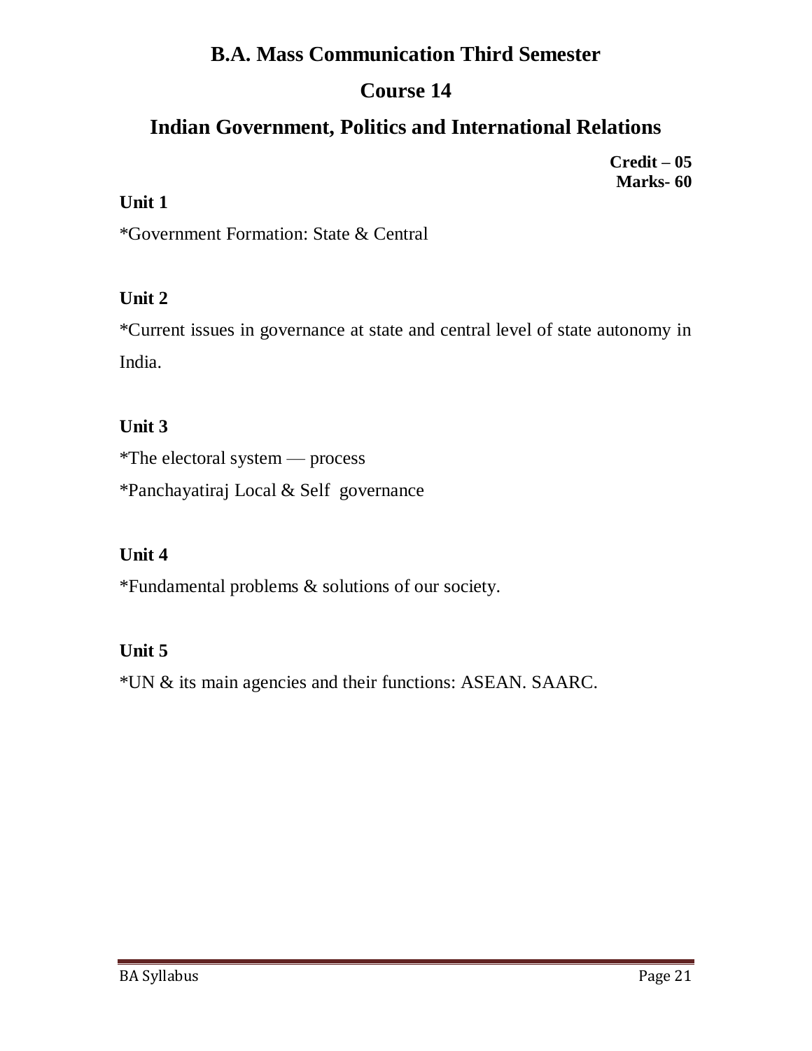# B.A. Mass Communication Third Semester

## Course 14

## Indian Government, Politics and International Relations

**Credit – 05**
**Marks- 60**

**Unit 1**

*Government Formation: State & Central

**Unit 2**

*Current issues in governance at state and central level of state autonomy in India.

**Unit 3**

*The electoral system — process

*Panchayatiraj Local & Self governance

**Unit 4**

*Fundamental problems & solutions of our society.

**Unit 5**

*UN & its main agencies and their functions: ASEAN. SAARC.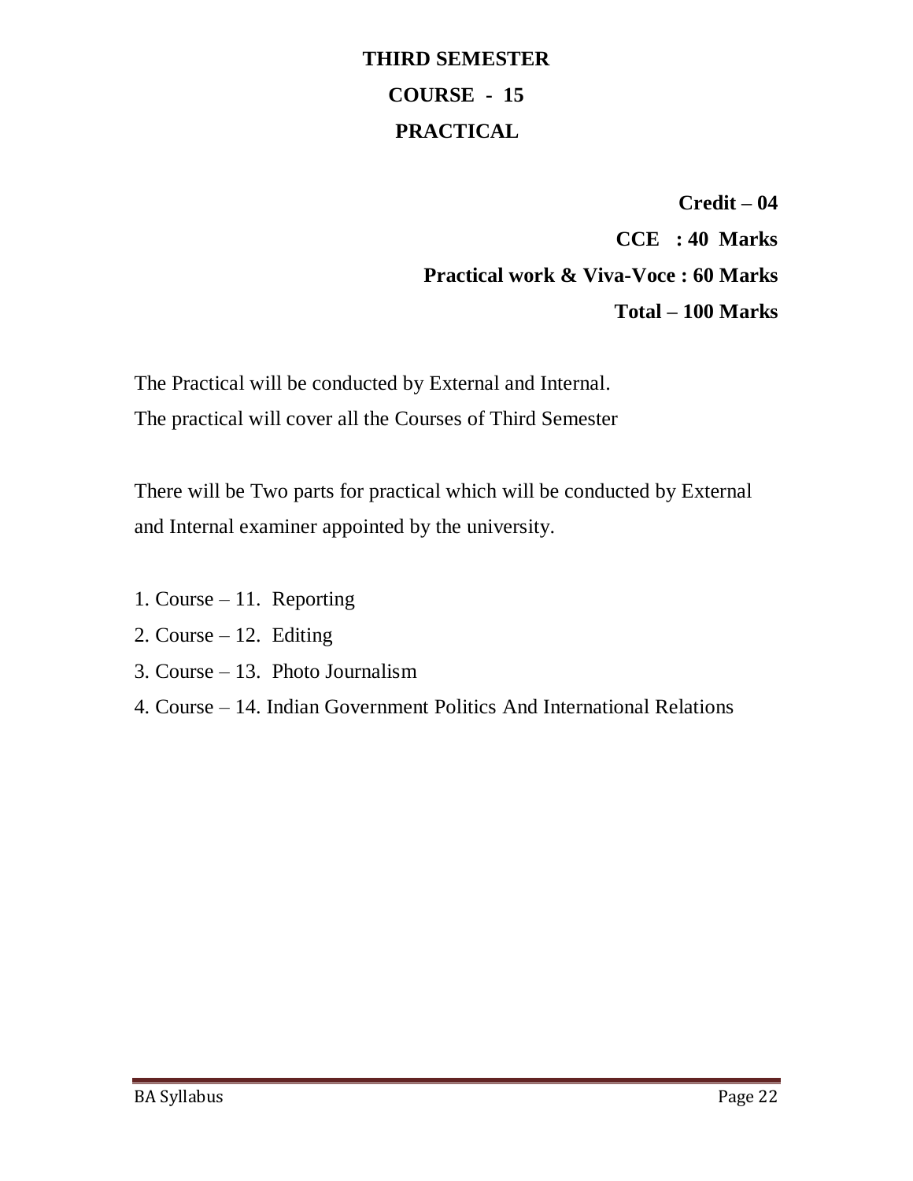# THIRD SEMESTER

## COURSE - 15

## PRACTICAL

**Credit – 04**

**CCE : 40 Marks**

**Practical work & Viva-Voce : 60 Marks**

**Total – 100 Marks**

The Practical will be conducted by External and Internal.
The practical will cover all the Courses of Third Semester

There will be Two parts for practical which will be conducted by External and Internal examiner appointed by the university.

1. Course – 11. Reporting
2. Course – 12. Editing
3. Course – 13. Photo Journalism
4. Course – 14. Indian Government Politics And International Relations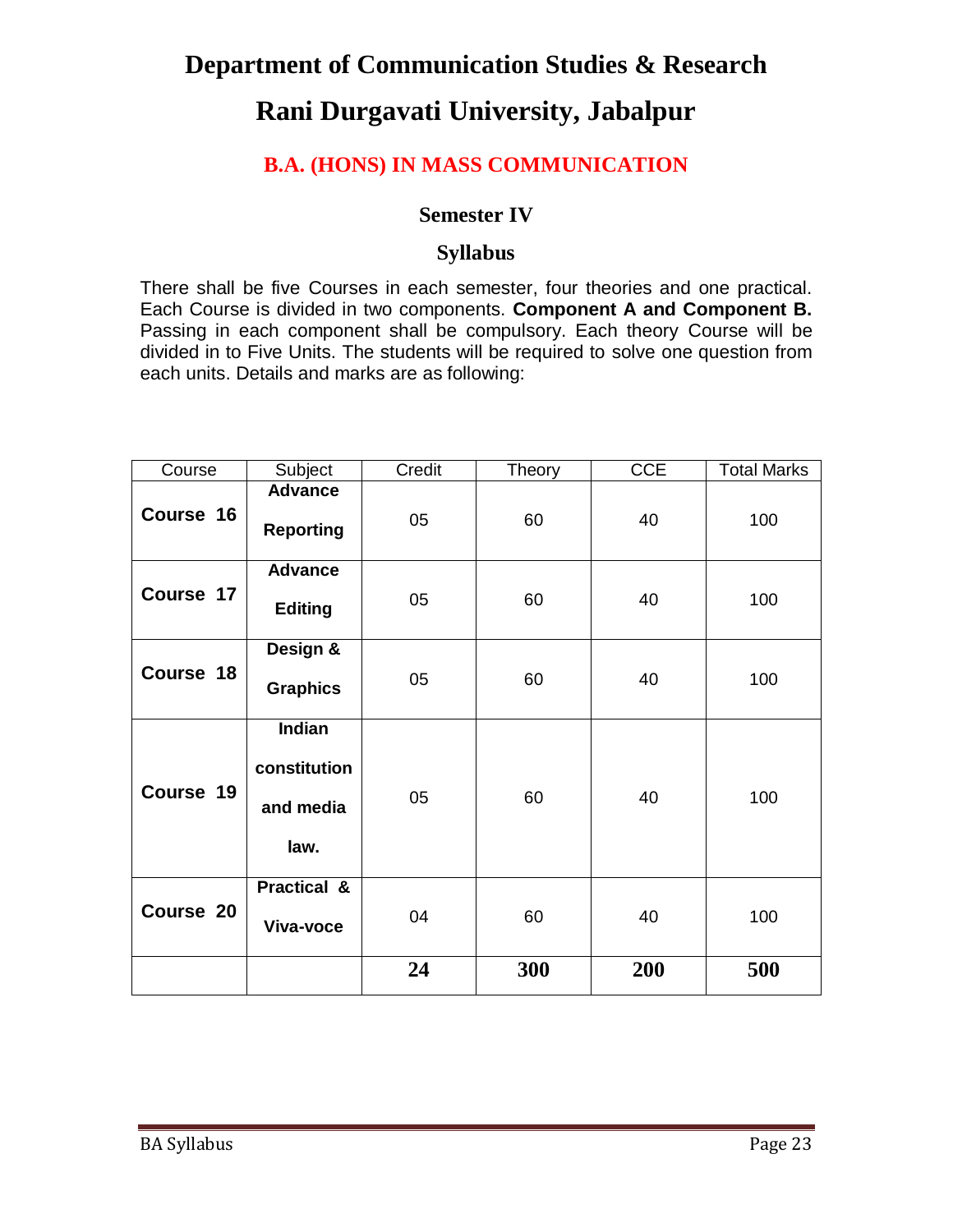# Department of Communication Studies & Research

# Rani Durgavati University, Jabalpur

## B.A. (HONS) IN MASS COMMUNICATION

### Semester IV

### Syllabus

There shall be five Courses in each semester, four theories and one practical. Each Course is divided in two components. **Component A and Component B.** Passing in each component shall be compulsory. Each theory Course will be divided in to Five Units. The students will be required to solve one question from each units. Details and marks are as following:

| Course | Subject | Credit | Theory | CCE | Total Marks |
|---|---|---|---|---|---|
| **Course 16** | **Advance Reporting** | 05 | 60 | 40 | 100 |
| **Course 17** | **Advance Editing** | 05 | 60 | 40 | 100 |
| **Course 18** | **Design & Graphics** | 05 | 60 | 40 | 100 |
| **Course 19** | **Indian constitution and media law.** | 05 | 60 | 40 | 100 |
| **Course 20** | **Practical & Viva-voce** | 04 | 60 | 40 | 100 |
| | | **24** | **300** | **200** | **500** |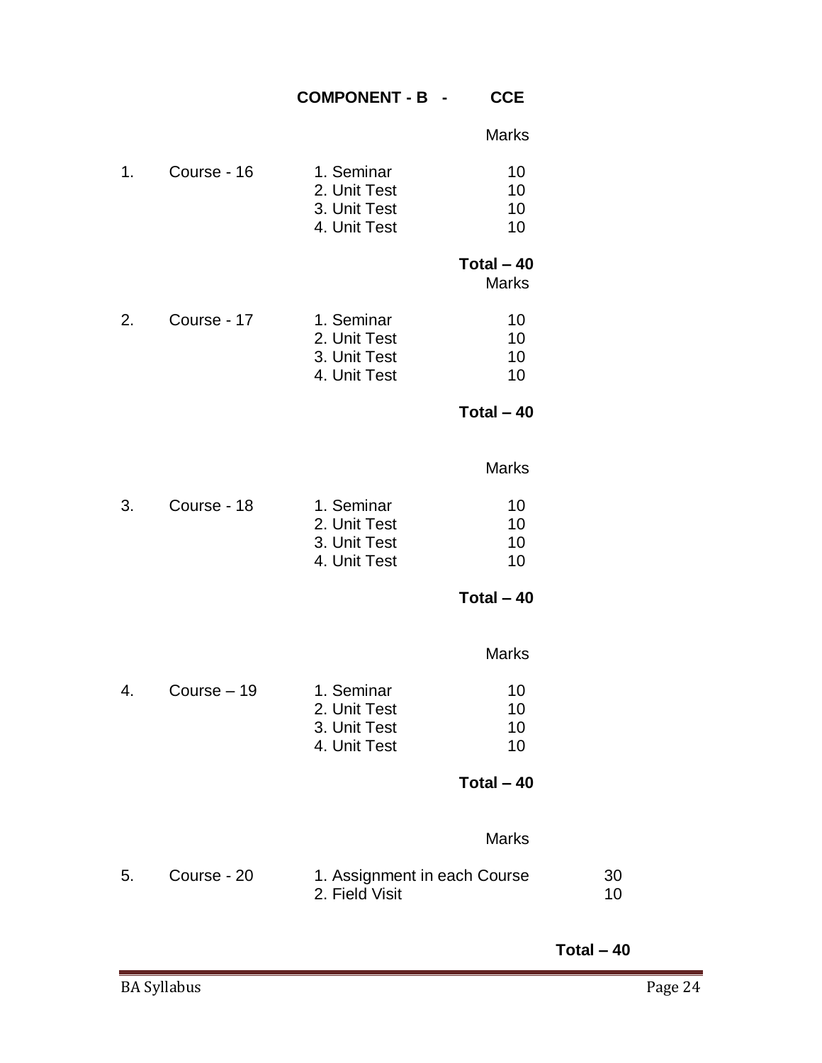## COMPONENT - B - CCE

| | | | Marks |
|---|---|---|---|
| 1. | Course - 16 | 1. Seminar | 10 |
| | | 2. Unit Test | 10 |
| | | 3. Unit Test | 10 |
| | | 4. Unit Test | 10 |
| | | | **Total – 40** |

| | | | Marks |
|---|---|---|---|
| 2. | Course - 17 | 1. Seminar | 10 |
| | | 2. Unit Test | 10 |
| | | 3. Unit Test | 10 |
| | | 4. Unit Test | 10 |
| | | | **Total – 40** |

| | | | Marks |
|---|---|---|---|
| 3. | Course - 18 | 1. Seminar | 10 |
| | | 2. Unit Test | 10 |
| | | 3. Unit Test | 10 |
| | | 4. Unit Test | 10 |
| | | | **Total – 40** |

| | | | Marks |
|---|---|---|---|
| 4. | Course – 19 | 1. Seminar | 10 |
| | | 2. Unit Test | 10 |
| | | 3. Unit Test | 10 |
| | | 4. Unit Test | 10 |
| | | | **Total – 40** |

| | | | Marks |
|---|---|---|---|
| 5. | Course - 20 | 1. Assignment in each Course | 30 |
| | | 2. Field Visit | 10 |
| | | | **Total – 40** |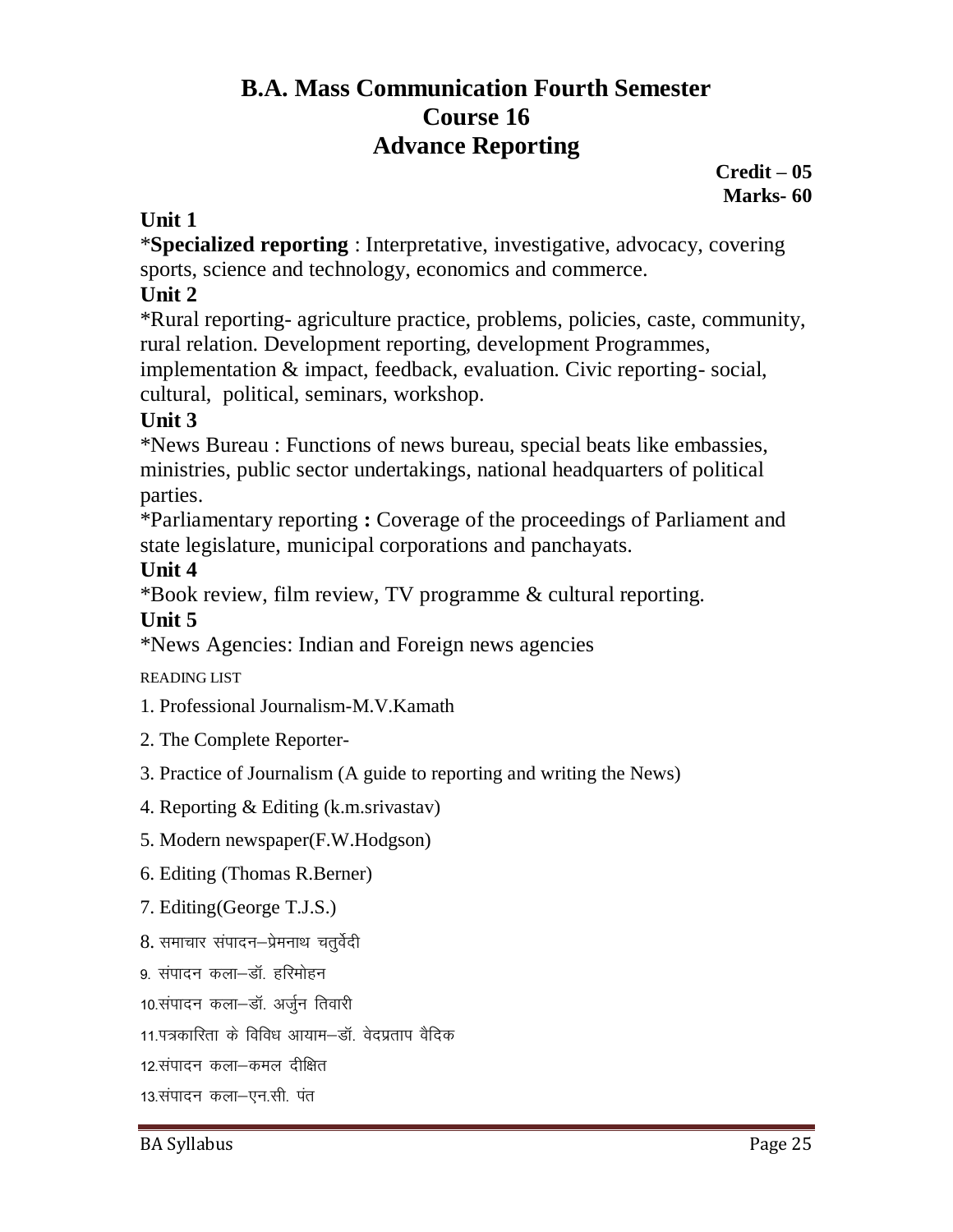# B.A. Mass Communication Fourth Semester
# Course 16
# Advance Reporting

**Credit – 05**
**Marks- 60**

## Unit 1

***Specialized reporting** : Interpretative, investigative, advocacy, covering sports, science and technology, economics and commerce.

## Unit 2

*Rural reporting- agriculture practice, problems, policies, caste, community, rural relation. Development reporting, development Programmes, implementation & impact, feedback, evaluation. Civic reporting- social, cultural, political, seminars, workshop.

## Unit 3

*News Bureau : Functions of news bureau, special beats like embassies, ministries, public sector undertakings, national headquarters of political parties.

*Parliamentary reporting **:** Coverage of the proceedings of Parliament and state legislature, municipal corporations and panchayats.

## Unit 4

*Book review, film review, TV programme & cultural reporting.

## Unit 5

*News Agencies: Indian and Foreign news agencies

READING LIST

1. Professional Journalism-M.V.Kamath
2. The Complete Reporter-
3. Practice of Journalism (A guide to reporting and writing the News)
4. Reporting & Editing (k.m.srivastav)
5. Modern newspaper(F.W.Hodgson)
6. Editing (Thomas R.Berner)
7. Editing(George T.J.S.)
8. समाचार संपादन–प्रेमनाथ चतुर्वेदी
9. संपादन कला–डॉ. हरिमोहन
10. संपादन कला–डॉ. अर्जुन तिवारी
11. पत्रकारिता के विविध आयाम–डॉ. वेदप्रताप वैदिक
12. संपादन कला–कमल दीक्षित
13. संपादन कला–एन.सी. पंत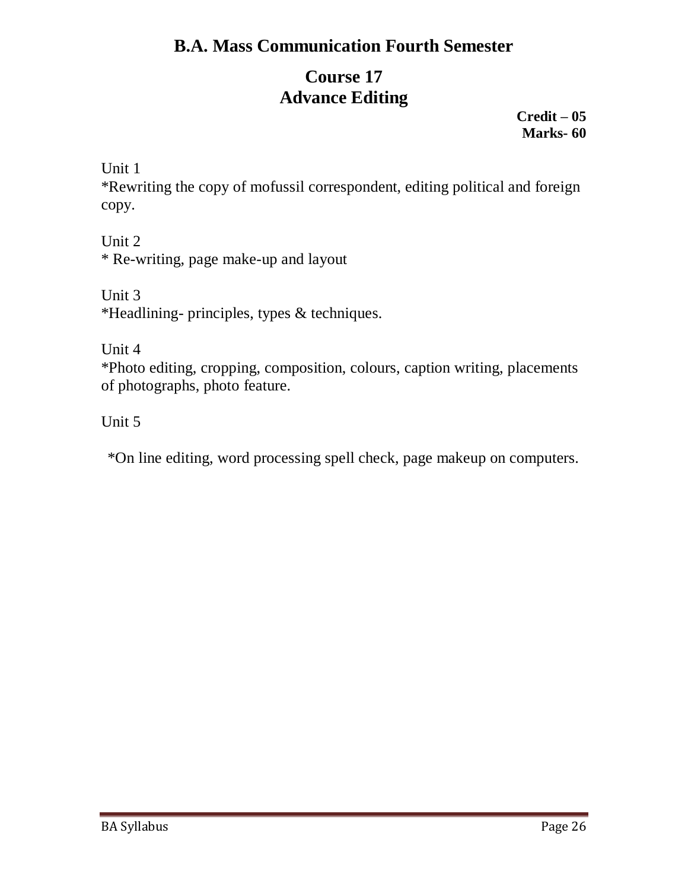## B.A. Mass Communication Fourth Semester

# Course 17
# Advance Editing

**Credit – 05**
**Marks- 60**

Unit 1

*Rewriting the copy of mofussil correspondent, editing political and foreign copy.

Unit 2

* Re-writing, page make-up and layout

Unit 3

*Headlining- principles, types & techniques.

Unit 4

*Photo editing, cropping, composition, colours, caption writing, placements of photographs, photo feature.

Unit 5

*On line editing, word processing spell check, page makeup on computers.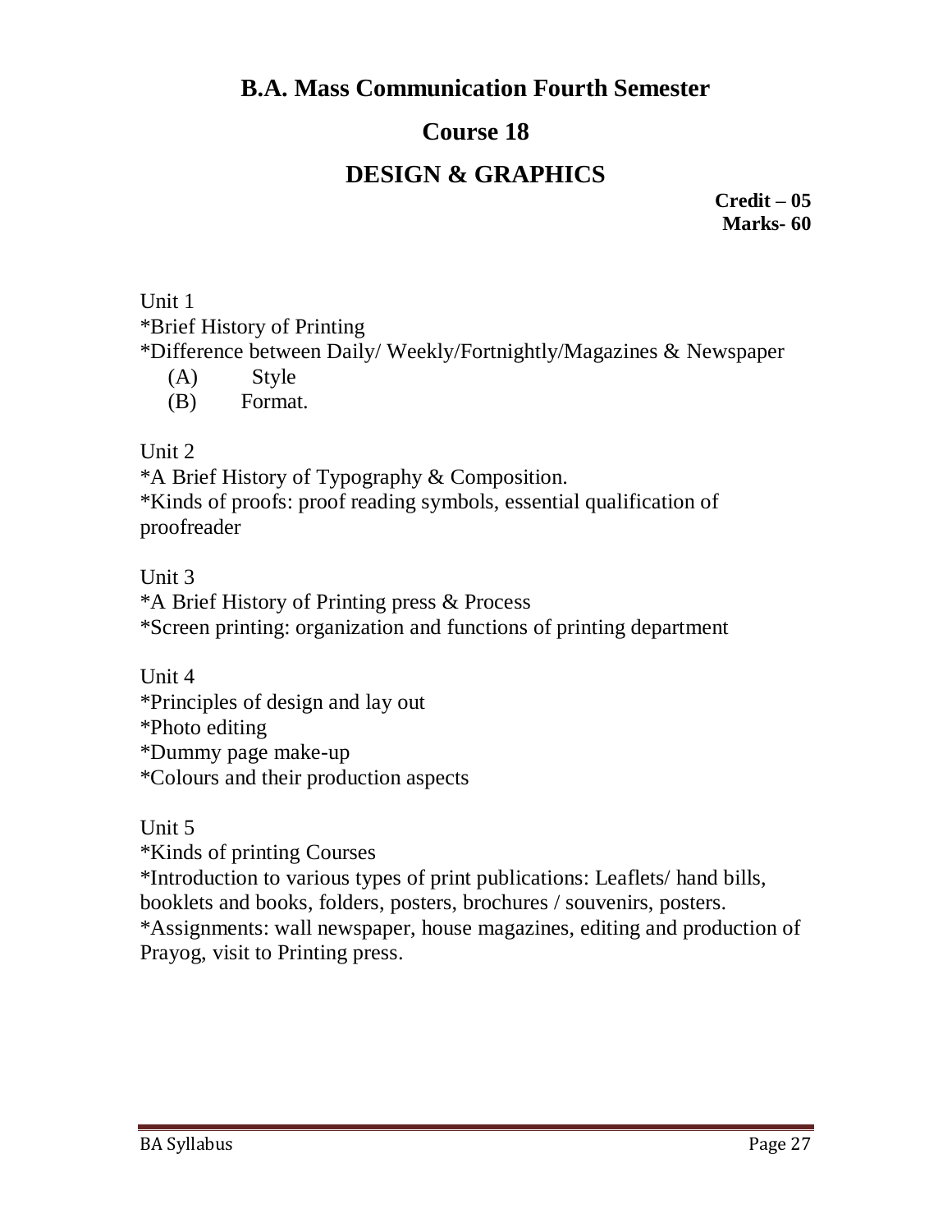# B.A. Mass Communication Fourth Semester

## Course 18

## DESIGN & GRAPHICS

**Credit – 05**
**Marks- 60**

Unit 1
*Brief History of Printing
*Difference between Daily/ Weekly/Fortnightly/Magazines & Newspaper
  (A) Style
  (B) Format.

Unit 2
*A Brief History of Typography & Composition.
*Kinds of proofs: proof reading symbols, essential qualification of proofreader

Unit 3
*A Brief History of Printing press & Process
*Screen printing: organization and functions of printing department

Unit 4
*Principles of design and lay out
*Photo editing
*Dummy page make-up
*Colours and their production aspects

Unit 5
*Kinds of printing Courses
*Introduction to various types of print publications: Leaflets/ hand bills, booklets and books, folders, posters, brochures / souvenirs, posters.
*Assignments: wall newspaper, house magazines, editing and production of Prayog, visit to Printing press.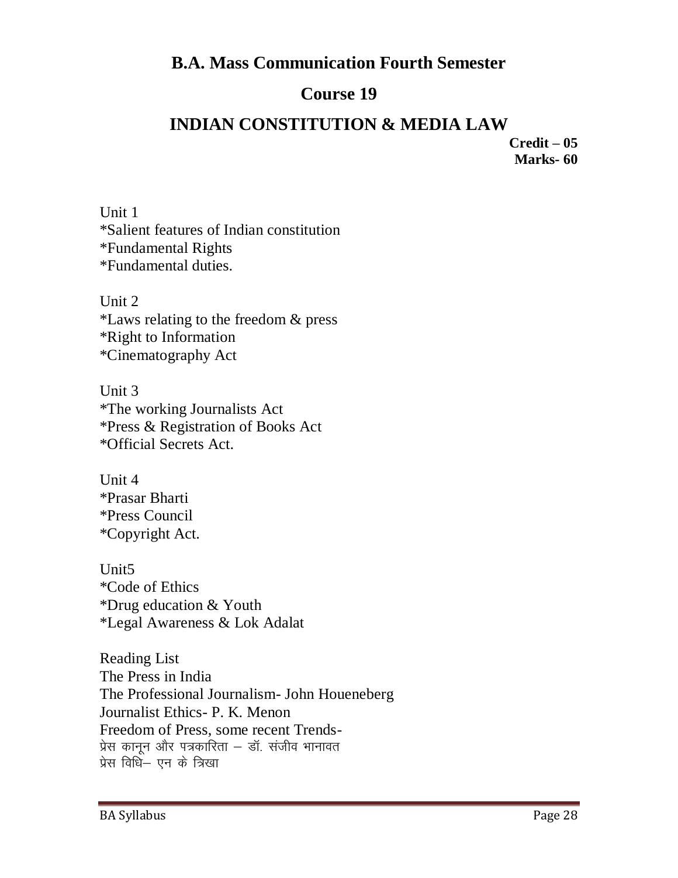# B.A. Mass Communication Fourth Semester

## Course 19

## INDIAN CONSTITUTION & MEDIA LAW

**Credit – 05**
**Marks- 60**

Unit 1
*Salient features of Indian constitution
*Fundamental Rights
*Fundamental duties.

Unit 2
*Laws relating to the freedom & press
*Right to Information
*Cinematography Act

Unit 3
*The working Journalists Act
*Press & Registration of Books Act
*Official Secrets Act.

Unit 4
*Prasar Bharti
*Press Council
*Copyright Act.

Unit5
*Code of Ethics
*Drug education & Youth
*Legal Awareness & Lok Adalat

Reading List
The Press in India
The Professional Journalism- John Houeneberg
Journalist Ethics- P. K. Menon
Freedom of Press, some recent Trends-
प्रेस कानून और पत्रकारिता – डॉ. संजीव भानावत
प्रेस विधि– एन के त्रिखा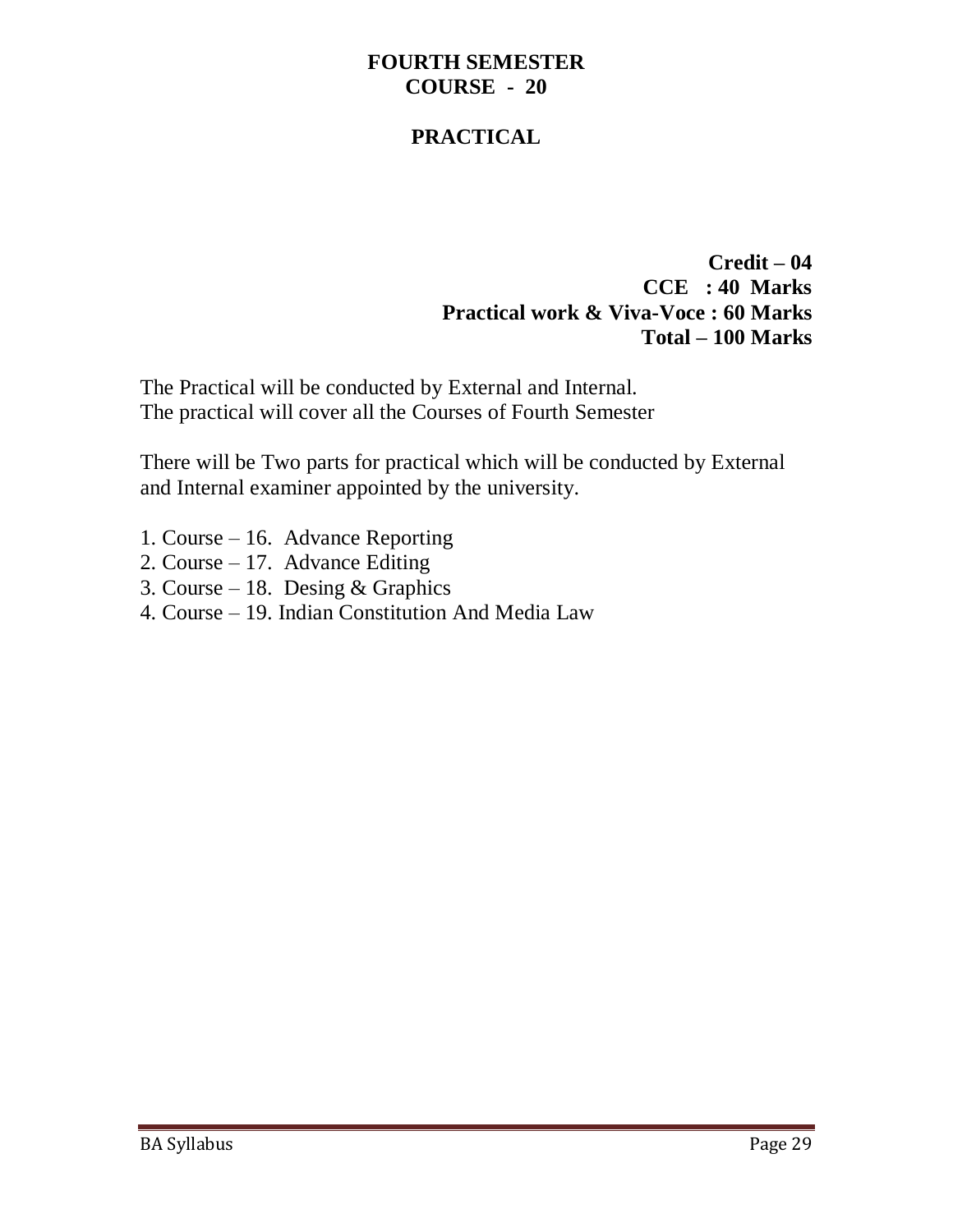# FOURTH SEMESTER
## COURSE - 20

## PRACTICAL

**Credit – 04**
**CCE : 40 Marks**
**Practical work & Viva-Voce : 60 Marks**
**Total – 100 Marks**

The Practical will be conducted by External and Internal.
The practical will cover all the Courses of Fourth Semester

There will be Two parts for practical which will be conducted by External and Internal examiner appointed by the university.

1. Course – 16. Advance Reporting
2. Course – 17. Advance Editing
3. Course – 18. Desing & Graphics
4. Course – 19. Indian Constitution And Media Law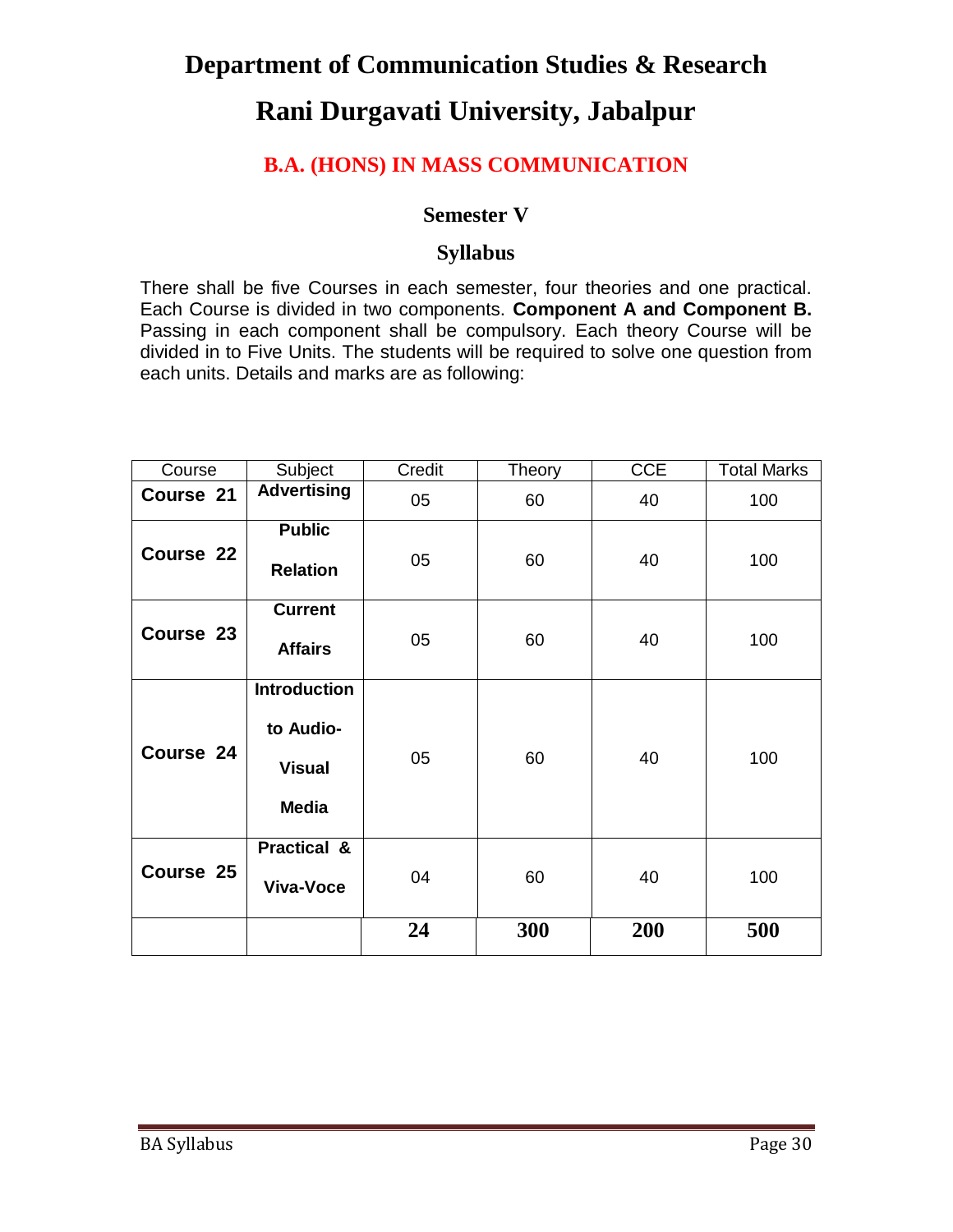# Department of Communication Studies & Research

# Rani Durgavati University, Jabalpur

## B.A. (HONS) IN MASS COMMUNICATION

### Semester V

### Syllabus

There shall be five Courses in each semester, four theories and one practical. Each Course is divided in two components. **Component A and Component B.** Passing in each component shall be compulsory. Each theory Course will be divided in to Five Units. The students will be required to solve one question from each units. Details and marks are as following:

| Course | Subject | Credit | Theory | CCE | Total Marks |
|---|---|---|---|---|---|
| **Course 21** | **Advertising** | 05 | 60 | 40 | 100 |
| **Course 22** | **Public Relation** | 05 | 60 | 40 | 100 |
| **Course 23** | **Current Affairs** | 05 | 60 | 40 | 100 |
| **Course 24** | **Introduction to Audio-Visual Media** | 05 | 60 | 40 | 100 |
| **Course 25** | **Practical & Viva-Voce** | 04 | 60 | 40 | 100 |
| | | **24** | **300** | **200** | **500** |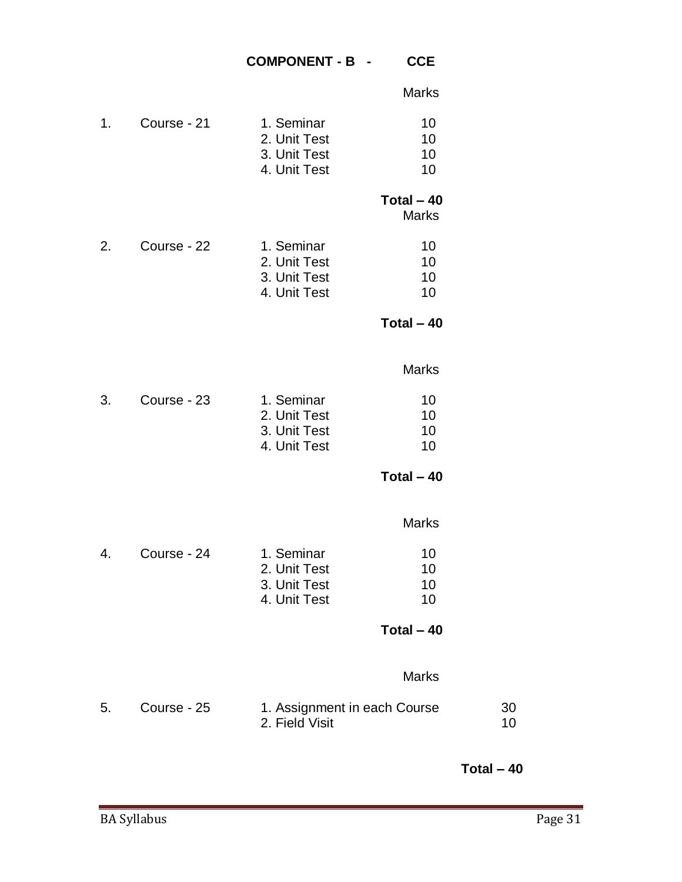## COMPONENT - B - CCE

| | | | Marks |
|---|---|---|---|
| 1. | Course - 21 | 1. Seminar | 10 |
| | | 2. Unit Test | 10 |
| | | 3. Unit Test | 10 |
| | | 4. Unit Test | 10 |
| | | | **Total – 40** |

| | | | Marks |
|---|---|---|---|
| 2. | Course - 22 | 1. Seminar | 10 |
| | | 2. Unit Test | 10 |
| | | 3. Unit Test | 10 |
| | | 4. Unit Test | 10 |
| | | | **Total – 40** |

| | | | Marks |
|---|---|---|---|
| 3. | Course - 23 | 1. Seminar | 10 |
| | | 2. Unit Test | 10 |
| | | 3. Unit Test | 10 |
| | | 4. Unit Test | 10 |
| | | | **Total – 40** |

| | | | Marks |
|---|---|---|---|
| 4. | Course - 24 | 1. Seminar | 10 |
| | | 2. Unit Test | 10 |
| | | 3. Unit Test | 10 |
| | | 4. Unit Test | 10 |
| | | | **Total – 40** |

| | | | Marks |
|---|---|---|---|
| 5. | Course - 25 | 1. Assignment in each Course | 30 |
| | | 2. Field Visit | 10 |
| | | | **Total – 40** |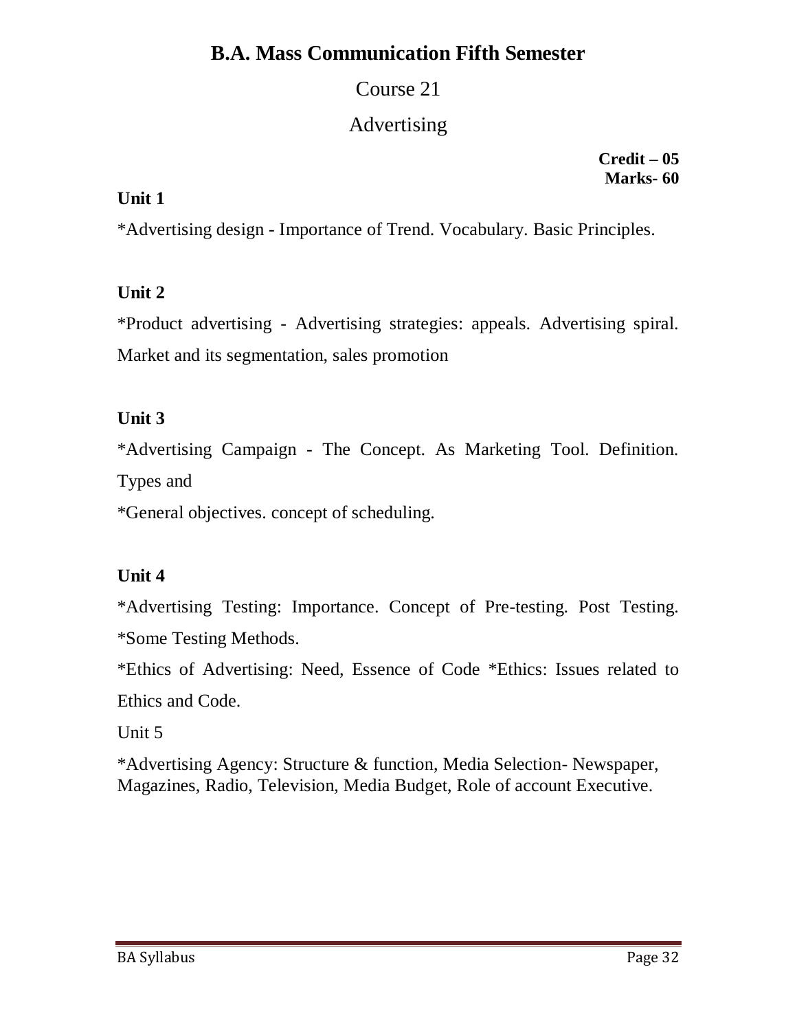# B.A. Mass Communication Fifth Semester

## Course 21

## Advertising

**Credit – 05**
**Marks- 60**

**Unit 1**

*Advertising design - Importance of Trend. Vocabulary. Basic Principles.

**Unit 2**

*Product advertising - Advertising strategies: appeals. Advertising spiral. Market and its segmentation, sales promotion

**Unit 3**

*Advertising Campaign - The Concept. As Marketing Tool. Definition. Types and

*General objectives. concept of scheduling.

**Unit 4**

*Advertising Testing: Importance. Concept of Pre-testing. Post Testing. *Some Testing Methods.

*Ethics of Advertising: Need, Essence of Code *Ethics: Issues related to Ethics and Code.

Unit 5

*Advertising Agency: Structure & function, Media Selection- Newspaper, Magazines, Radio, Television, Media Budget, Role of account Executive.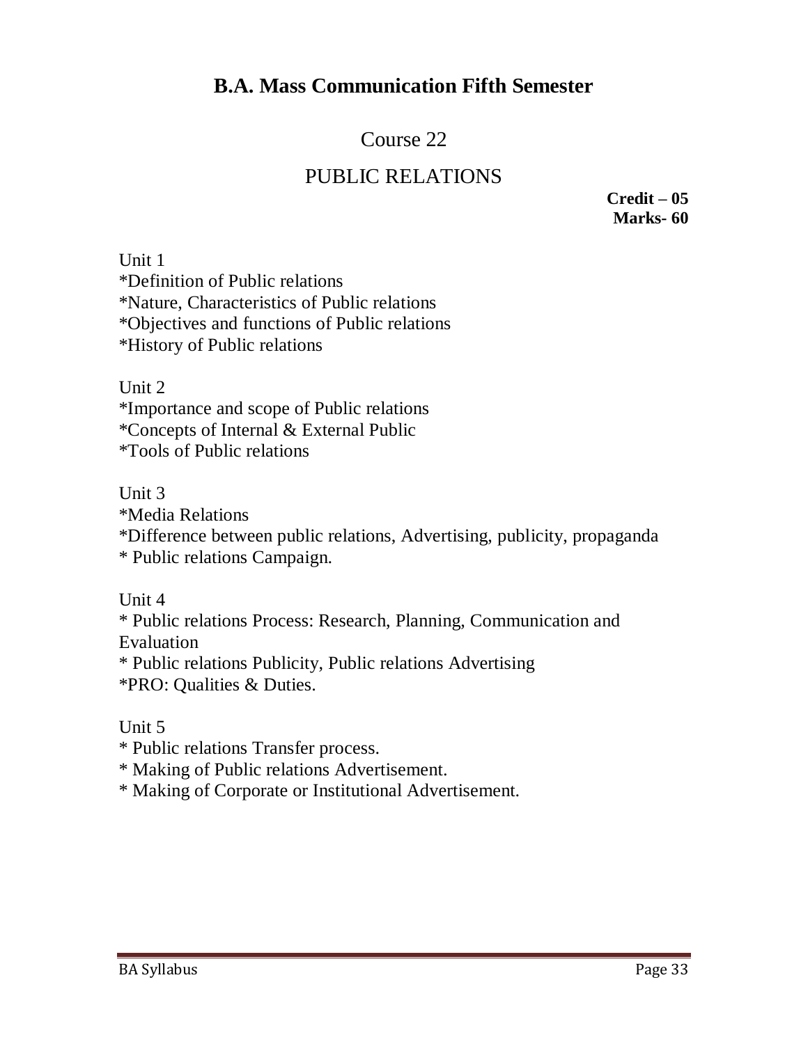# B.A. Mass Communication Fifth Semester

## Course 22

## PUBLIC RELATIONS

**Credit – 05**
**Marks- 60**

Unit 1

*Definition of Public relations
*Nature, Characteristics of Public relations
*Objectives and functions of Public relations
*History of Public relations

Unit 2

*Importance and scope of Public relations
*Concepts of Internal & External Public
*Tools of Public relations

Unit 3

*Media Relations
*Difference between public relations, Advertising, publicity, propaganda
* Public relations Campaign.

Unit 4

* Public relations Process: Research, Planning, Communication and Evaluation
* Public relations Publicity, Public relations Advertising
*PRO: Qualities & Duties.

Unit 5

* Public relations Transfer process.
* Making of Public relations Advertisement.
* Making of Corporate or Institutional Advertisement.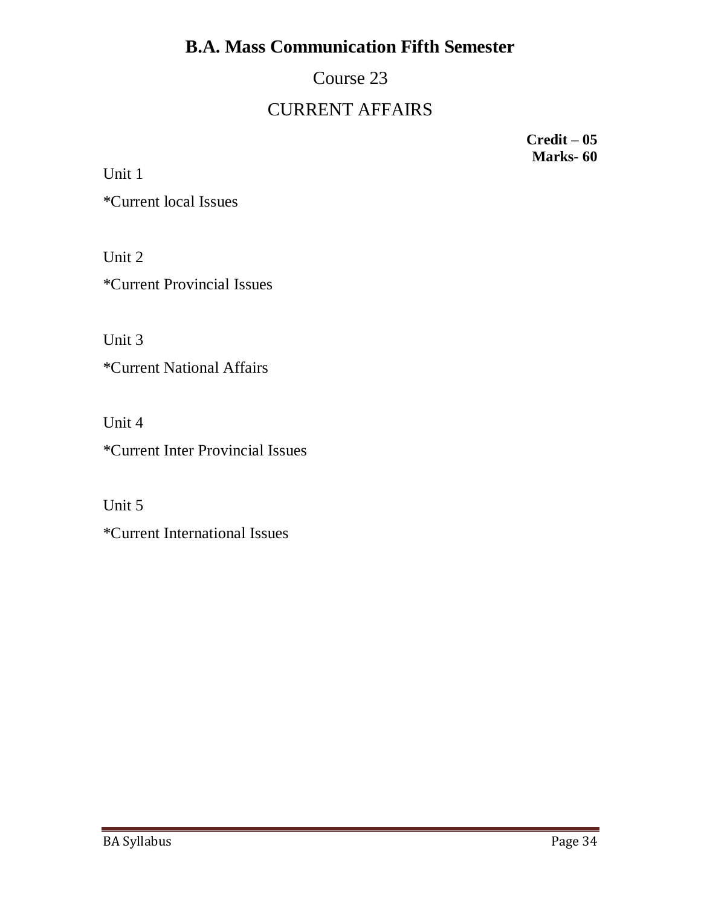# B.A. Mass Communication Fifth Semester

## Course 23

## CURRENT AFFAIRS

**Credit – 05**
**Marks- 60**

Unit 1

*Current local Issues

Unit 2

*Current Provincial Issues

Unit 3

*Current National Affairs

Unit 4

*Current Inter Provincial Issues

Unit 5

*Current International Issues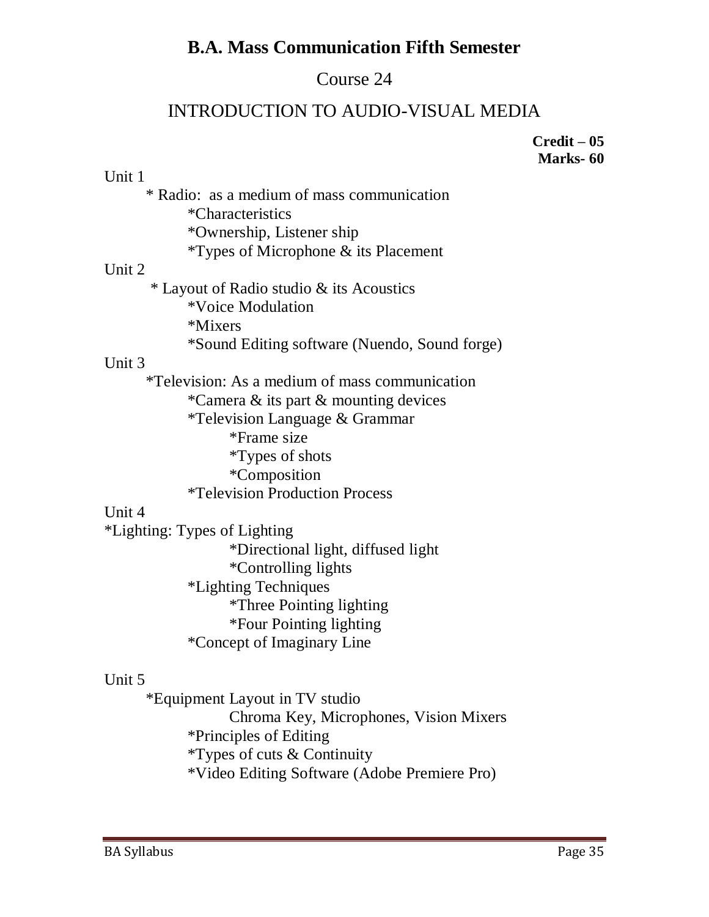## B.A. Mass Communication Fifth Semester

### Course 24

### INTRODUCTION TO AUDIO-VISUAL MEDIA

**Credit – 05**
**Marks- 60**

Unit 1

- * Radio: as a medium of mass communication
    - *Characteristics
    - *Ownership, Listener ship
    - *Types of Microphone & its Placement

Unit 2

- * Layout of Radio studio & its Acoustics
    - *Voice Modulation
    - *Mixers
    - *Sound Editing software (Nuendo, Sound forge)

Unit 3

- *Television: As a medium of mass communication
    - *Camera & its part & mounting devices
    - *Television Language & Grammar
        - *Frame size
        - *Types of shots
        - *Composition
    - *Television Production Process

Unit 4

*Lighting: Types of Lighting

- *Directional light, diffused light
- *Controlling lights
- *Lighting Techniques
    - *Three Pointing lighting
    - *Four Pointing lighting
- *Concept of Imaginary Line

Unit 5

- *Equipment Layout in TV studio
    - Chroma Key, Microphones, Vision Mixers
    - *Principles of Editing
    - *Types of cuts & Continuity
    - *Video Editing Software (Adobe Premiere Pro)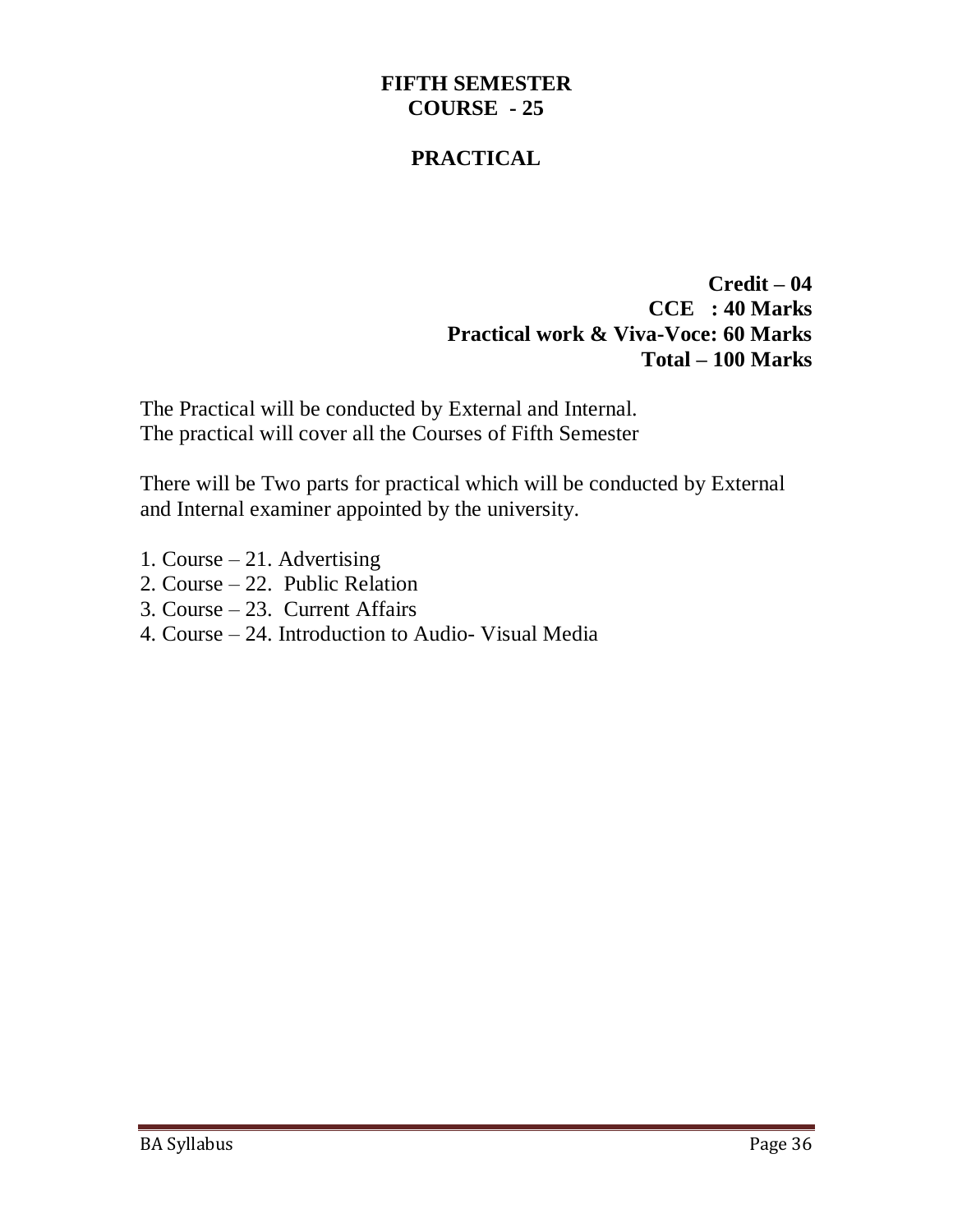# FIFTH SEMESTER
## COURSE - 25

## PRACTICAL

**Credit – 04**
**CCE : 40 Marks**
**Practical work & Viva-Voce: 60 Marks**
**Total – 100 Marks**

The Practical will be conducted by External and Internal.
The practical will cover all the Courses of Fifth Semester

There will be Two parts for practical which will be conducted by External and Internal examiner appointed by the university.

1. Course – 21. Advertising
2. Course – 22. Public Relation
3. Course – 23. Current Affairs
4. Course – 24. Introduction to Audio- Visual Media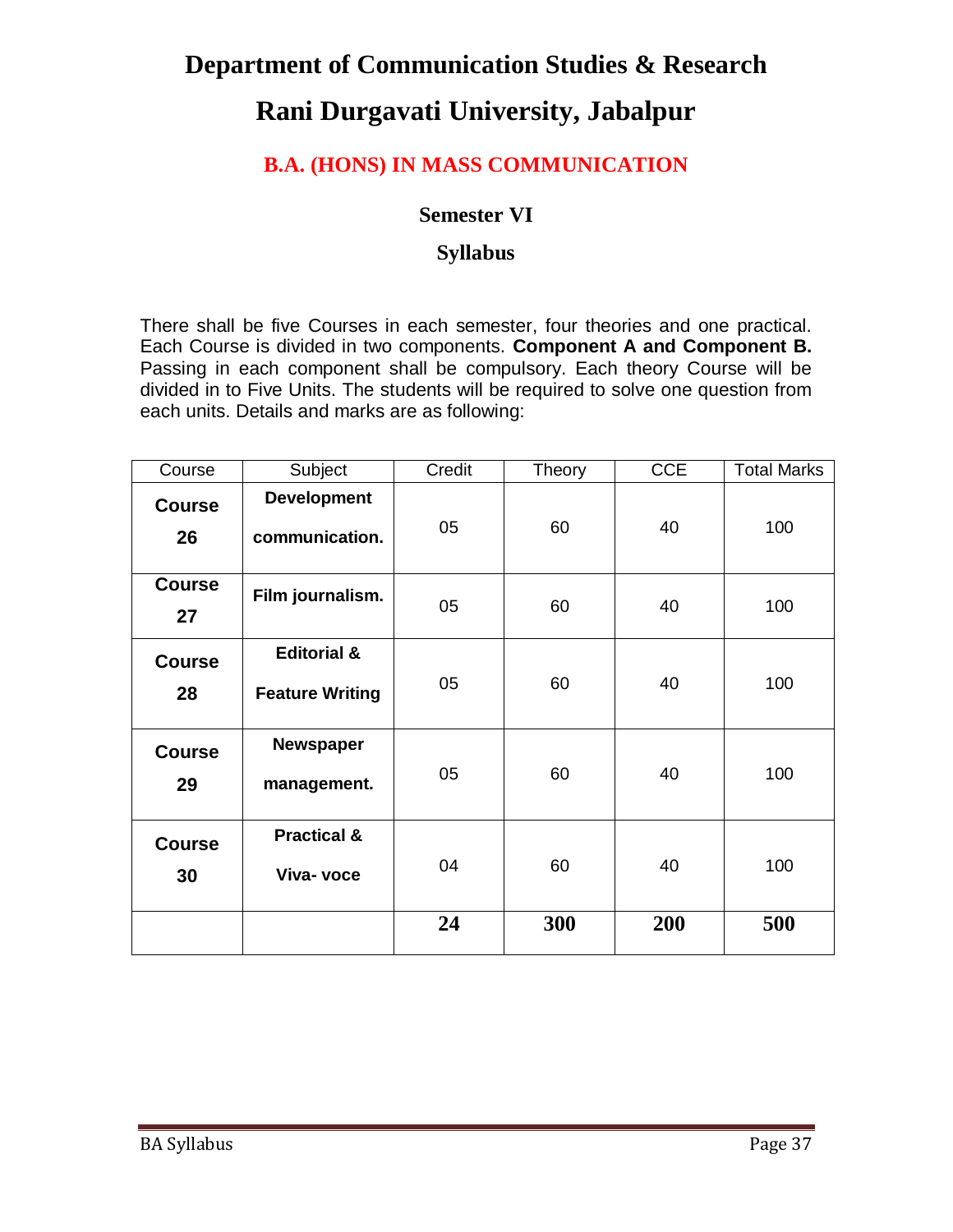# Department of Communication Studies & Research

# Rani Durgavati University, Jabalpur

## B.A. (HONS) IN MASS COMMUNICATION

### Semester VI

### Syllabus

There shall be five Courses in each semester, four theories and one practical. Each Course is divided in two components. **Component A and Component B.** Passing in each component shall be compulsory. Each theory Course will be divided in to Five Units. The students will be required to solve one question from each units. Details and marks are as following:

| Course | Subject | Credit | Theory | CCE | Total Marks |
|---|---|---|---|---|---|
| **Course 26** | **Development communication.** | 05 | 60 | 40 | 100 |
| **Course 27** | **Film journalism.** | 05 | 60 | 40 | 100 |
| **Course 28** | **Editorial & Feature Writing** | 05 | 60 | 40 | 100 |
| **Course 29** | **Newspaper management.** | 05 | 60 | 40 | 100 |
| **Course 30** | **Practical & Viva- voce** | 04 | 60 | 40 | 100 |
| | | **24** | **300** | **200** | **500** |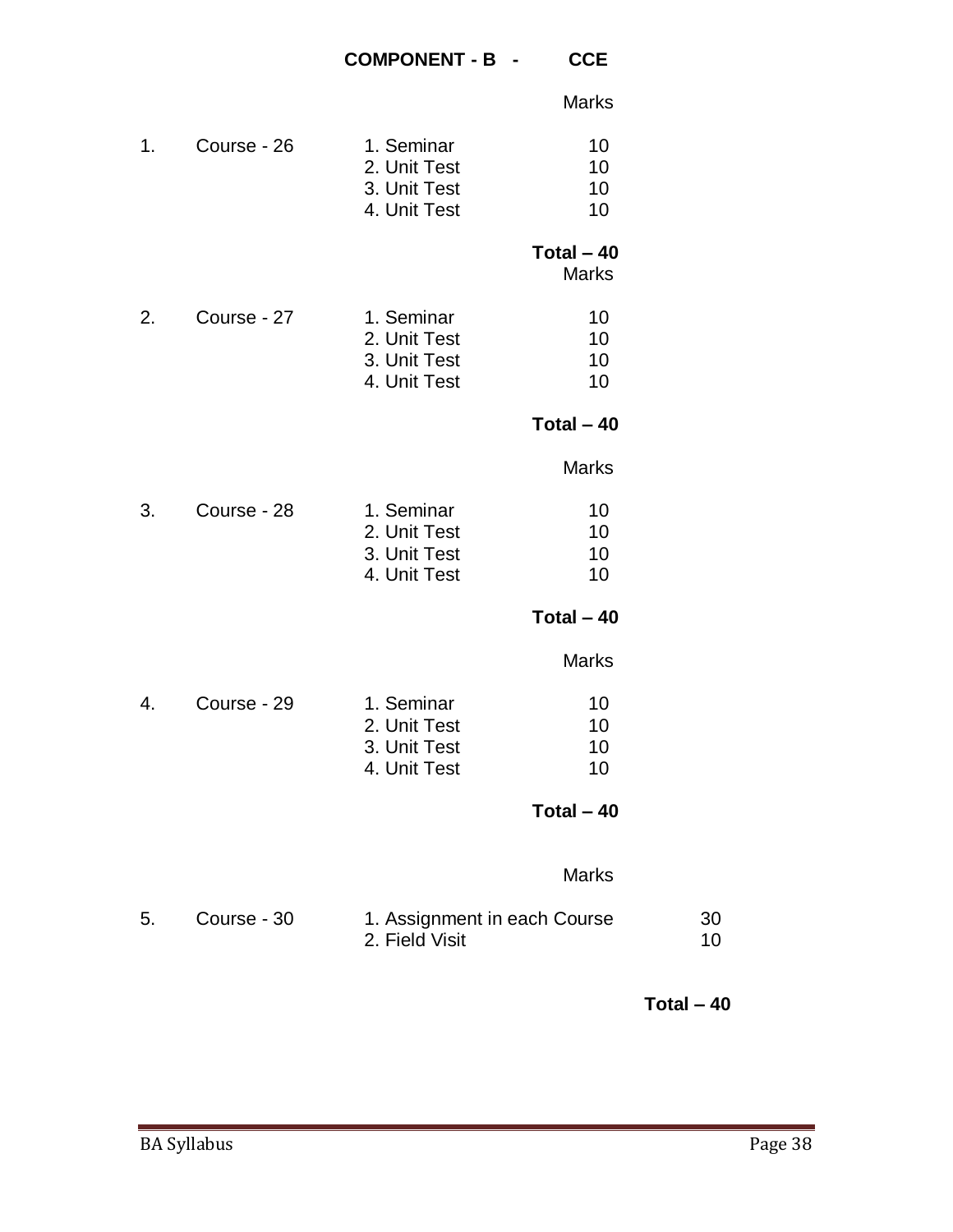## COMPONENT - B - CCE

| | | | Marks |
|---|---|---|---|
| 1. | Course - 26 | 1. Seminar | 10 |
| | | 2. Unit Test | 10 |
| | | 3. Unit Test | 10 |
| | | 4. Unit Test | 10 |
| | | | **Total – 40** |

| | | | Marks |
|---|---|---|---|
| 2. | Course - 27 | 1. Seminar | 10 |
| | | 2. Unit Test | 10 |
| | | 3. Unit Test | 10 |
| | | 4. Unit Test | 10 |
| | | | **Total – 40** |

| | | | Marks |
|---|---|---|---|
| 3. | Course - 28 | 1. Seminar | 10 |
| | | 2. Unit Test | 10 |
| | | 3. Unit Test | 10 |
| | | 4. Unit Test | 10 |
| | | | **Total – 40** |

| | | | Marks |
|---|---|---|---|
| 4. | Course - 29 | 1. Seminar | 10 |
| | | 2. Unit Test | 10 |
| | | 3. Unit Test | 10 |
| | | 4. Unit Test | 10 |
| | | | **Total – 40** |

| | | | Marks |
|---|---|---|---|
| 5. | Course - 30 | 1. Assignment in each Course | 30 |
| | | 2. Field Visit | 10 |
| | | | **Total – 40** |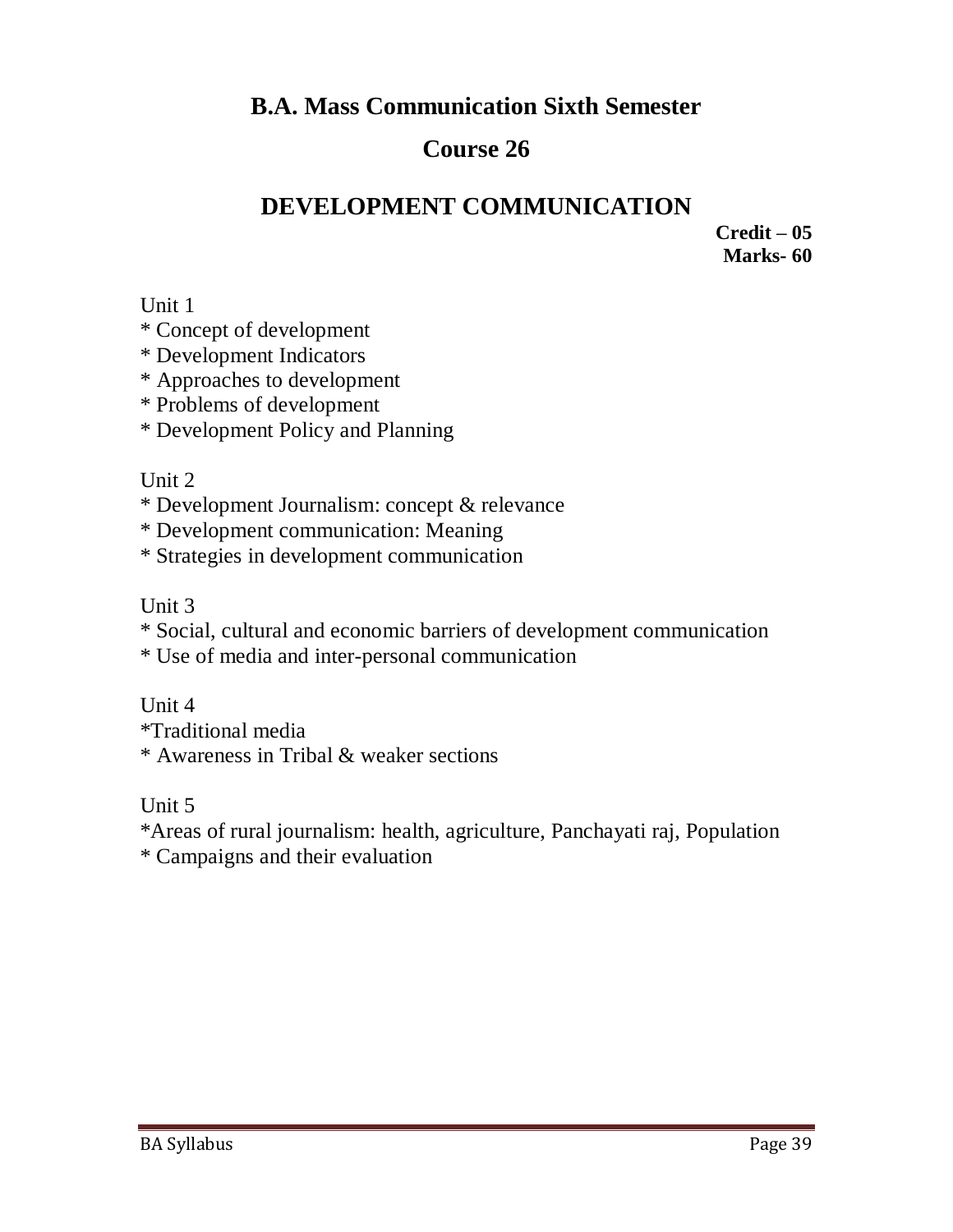## B.A. Mass Communication Sixth Semester

## Course 26

# DEVELOPMENT COMMUNICATION

**Credit – 05**
**Marks- 60**

Unit 1

* Concept of development
* Development Indicators
* Approaches to development
* Problems of development
* Development Policy and Planning

Unit 2

* Development Journalism: concept & relevance
* Development communication: Meaning
* Strategies in development communication

Unit 3

* Social, cultural and economic barriers of development communication
* Use of media and inter-personal communication

Unit 4

*Traditional media
* Awareness in Tribal & weaker sections

Unit 5

*Areas of rural journalism: health, agriculture, Panchayati raj, Population
* Campaigns and their evaluation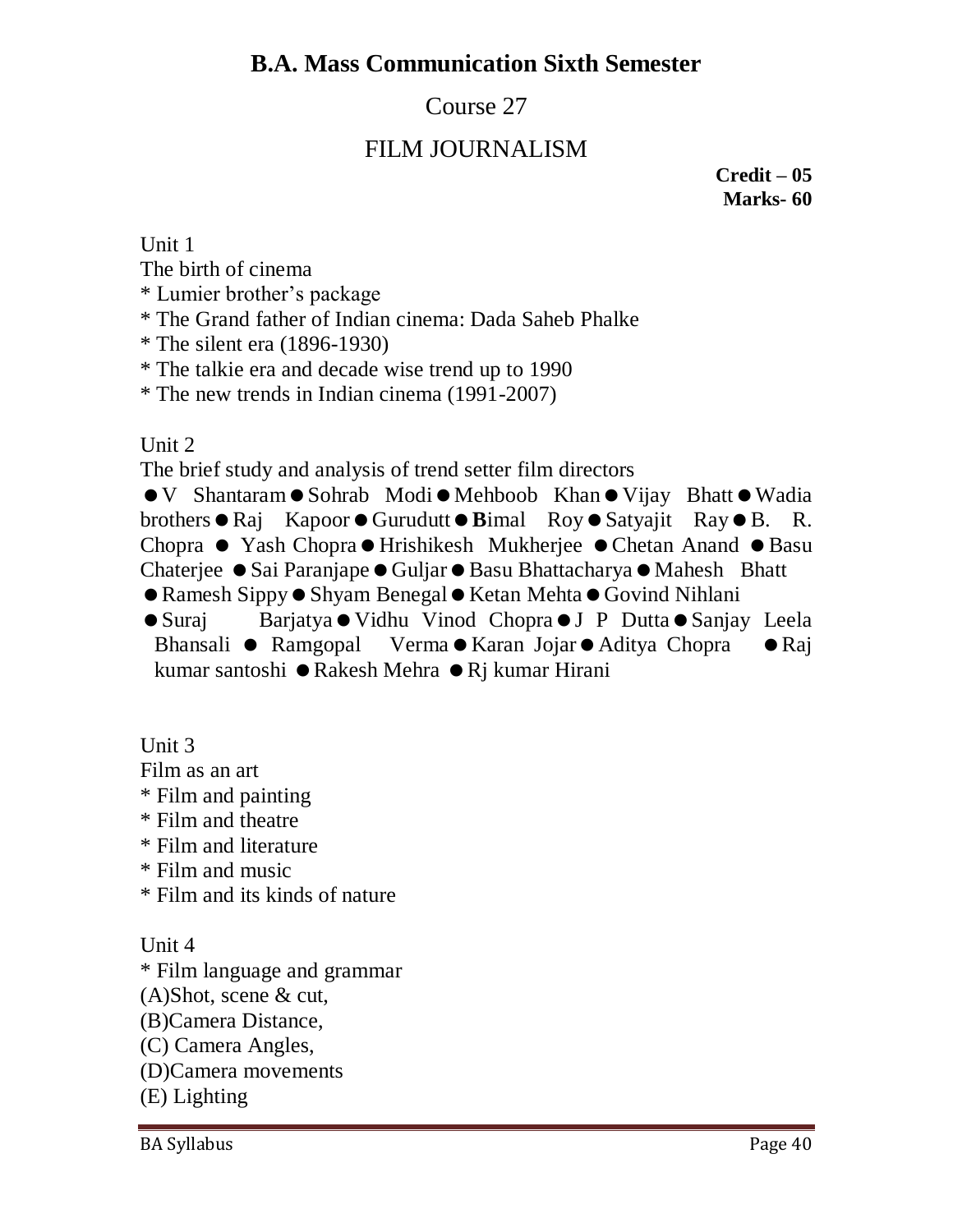## B.A. Mass Communication Sixth Semester

### Course 27

### FILM JOURNALISM

**Credit – 05**
**Marks- 60**

Unit 1

The birth of cinema

* Lumier brother's package
* The Grand father of Indian cinema: Dada Saheb Phalke
* The silent era (1896-1930)
* The talkie era and decade wise trend up to 1990
* The new trends in Indian cinema (1991-2007)

Unit 2

The brief study and analysis of trend setter film directors

● V Shantaram ● Sohrab Modi ● Mehboob Khan ● Vijay Bhatt ● Wadia brothers ● Raj Kapoor ● Gurudutt ● **B**imal Roy ● Satyajit Ray ● B. R. Chopra ● Yash Chopra ● Hrishikesh Mukherjee ● Chetan Anand ● Basu Chaterjee ● Sai Paranjape ● Guljar ● Basu Bhattacharya ● Mahesh Bhatt ● Ramesh Sippy ● Shyam Benegal ● Ketan Mehta ● Govind Nihlani ● Suraj Barjatya ● Vidhu Vinod Chopra ● J P Dutta ● Sanjay Leela Bhansali ● Ramgopal Verma ● Karan Jojar ● Aditya Chopra ● Raj kumar santoshi ● Rakesh Mehra ● Rj kumar Hirani

Unit 3

Film as an art

* Film and painting
* Film and theatre
* Film and literature
* Film and music
* Film and its kinds of nature

Unit 4

* Film language and grammar

(A)Shot, scene & cut,

(B)Camera Distance,

(C) Camera Angles,

(D)Camera movements

(E) Lighting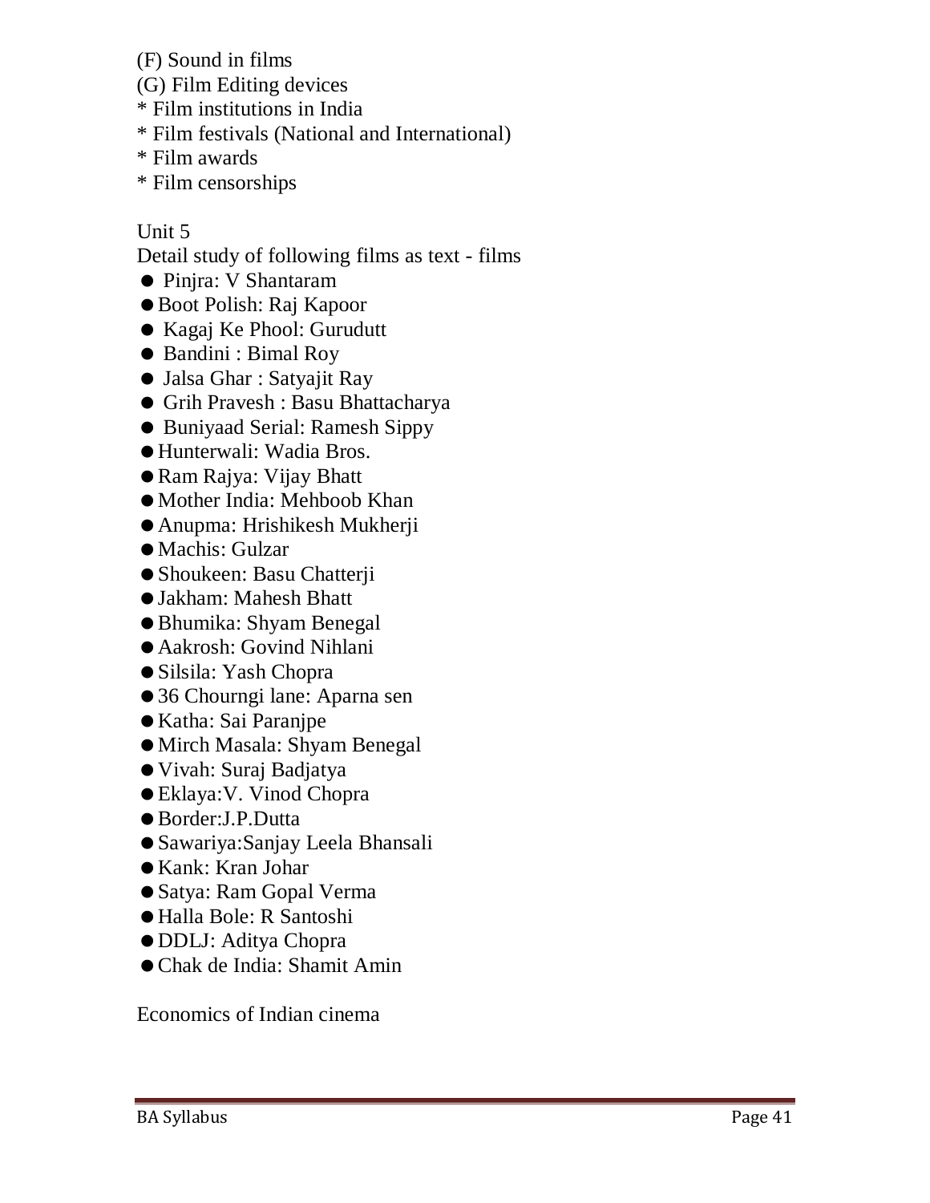(F) Sound in films
(G) Film Editing devices
* Film institutions in India
* Film festivals (National and International)
* Film awards
* Film censorships

Unit 5

Detail study of following films as text - films

- Pinjra: V Shantaram
- Boot Polish: Raj Kapoor
- Kagaj Ke Phool: Gurudutt
- Bandini : Bimal Roy
- Jalsa Ghar : Satyajit Ray
- Grih Pravesh : Basu Bhattacharya
- Buniyaad Serial: Ramesh Sippy
- Hunterwali: Wadia Bros.
- Ram Rajya: Vijay Bhatt
- Mother India: Mehboob Khan
- Anupma: Hrishikesh Mukherji
- Machis: Gulzar
- Shoukeen: Basu Chatterji
- Jakham: Mahesh Bhatt
- Bhumika: Shyam Benegal
- Aakrosh: Govind Nihlani
- Silsila: Yash Chopra
- 36 Chourngi lane: Aparna sen
- Katha: Sai Paranjpe
- Mirch Masala: Shyam Benegal
- Vivah: Suraj Badjatya
- Eklaya:V. Vinod Chopra
- Border:J.P.Dutta
- Sawariya:Sanjay Leela Bhansali
- Kank: Kran Johar
- Satya: Ram Gopal Verma
- Halla Bole: R Santoshi
- DDLJ: Aditya Chopra
- Chak de India: Shamit Amin

Economics of Indian cinema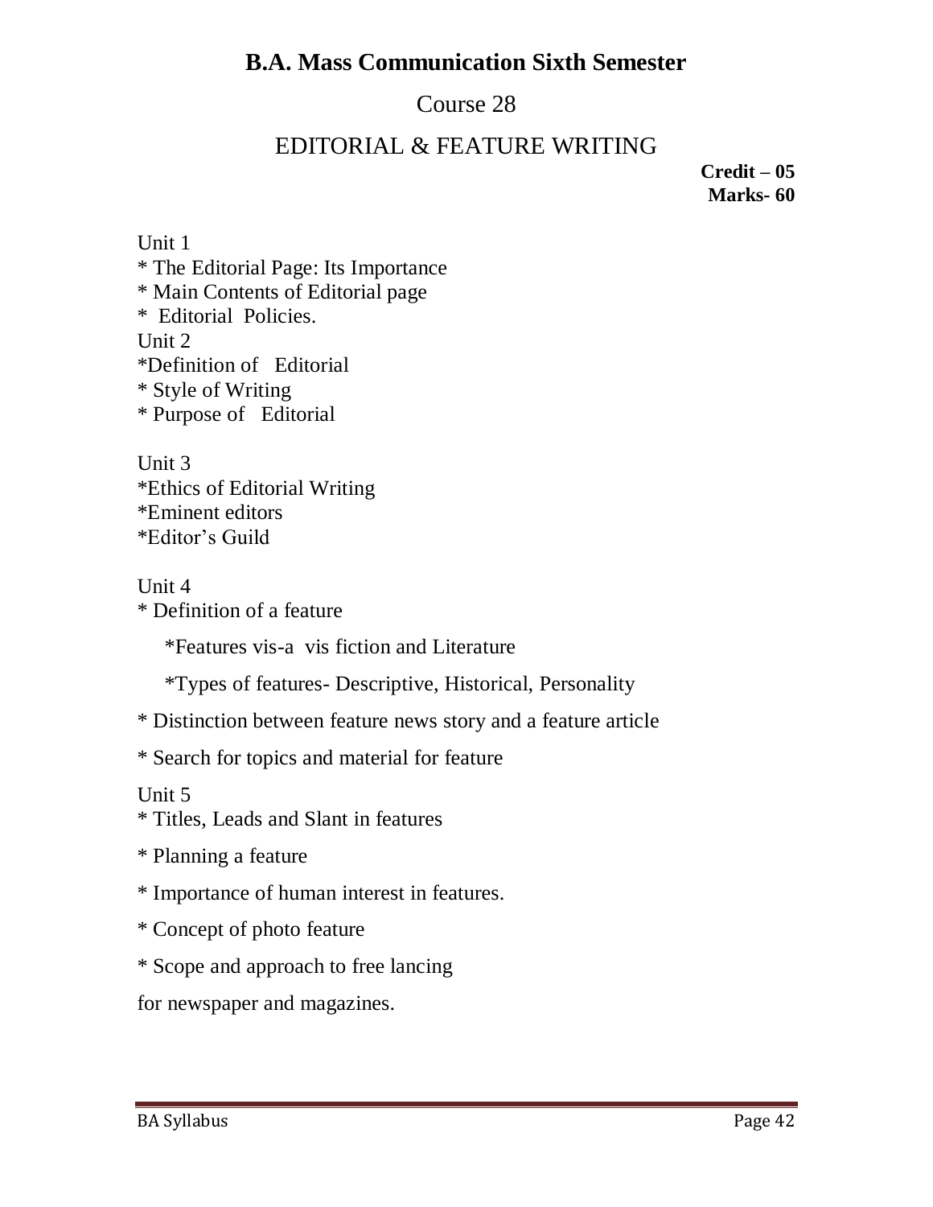# B.A. Mass Communication Sixth Semester

## Course 28

## EDITORIAL & FEATURE WRITING

**Credit – 05**
**Marks- 60**

Unit 1

* The Editorial Page: Its Importance
* Main Contents of Editorial page
* Editorial Policies.

Unit 2

*Definition of Editorial
* Style of Writing
* Purpose of Editorial

Unit 3

*Ethics of Editorial Writing
*Eminent editors
*Editor's Guild

Unit 4

* Definition of a feature

    *Features vis-a vis fiction and Literature

    *Types of features- Descriptive, Historical, Personality

* Distinction between feature news story and a feature article

* Search for topics and material for feature

Unit 5

* Titles, Leads and Slant in features

* Planning a feature

* Importance of human interest in features.

* Concept of photo feature

* Scope and approach to free lancing

for newspaper and magazines.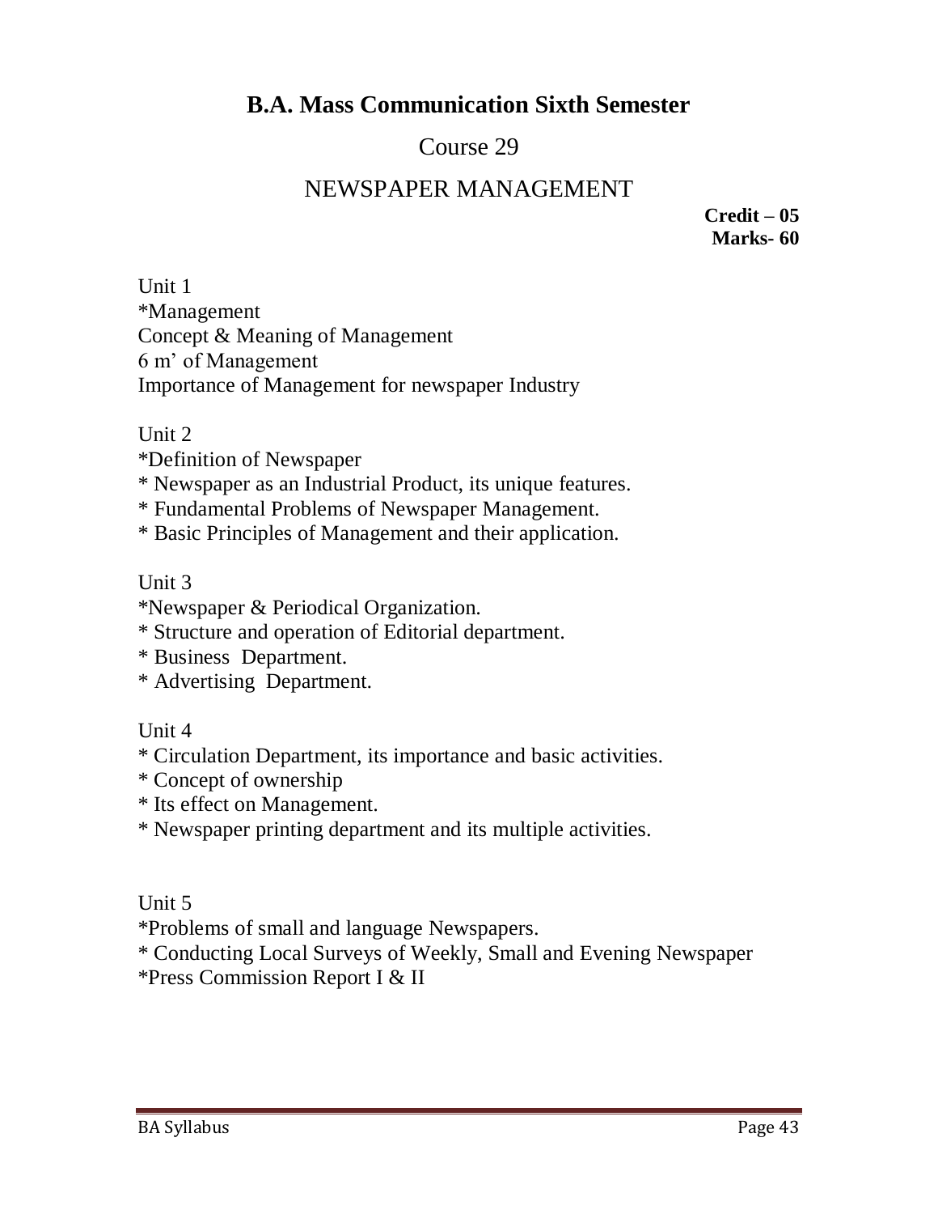# B.A. Mass Communication Sixth Semester

## Course 29

## NEWSPAPER MANAGEMENT

**Credit – 05**
**Marks- 60**

Unit 1

*Management
Concept & Meaning of Management
6 m' of Management
Importance of Management for newspaper Industry

Unit 2

*Definition of Newspaper
* Newspaper as an Industrial Product, its unique features.
* Fundamental Problems of Newspaper Management.
* Basic Principles of Management and their application.

Unit 3

*Newspaper & Periodical Organization.
* Structure and operation of Editorial department.
* Business Department.
* Advertising Department.

Unit 4

* Circulation Department, its importance and basic activities.
* Concept of ownership
* Its effect on Management.
* Newspaper printing department and its multiple activities.

Unit 5

*Problems of small and language Newspapers.
* Conducting Local Surveys of Weekly, Small and Evening Newspaper
*Press Commission Report I & II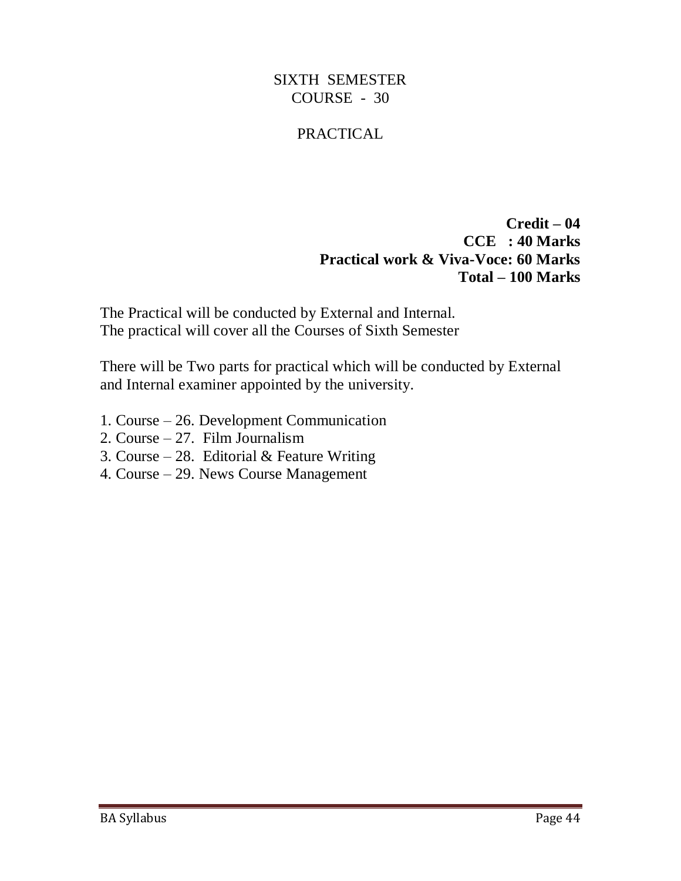# SIXTH SEMESTER
# COURSE - 30

## PRACTICAL

**Credit – 04**
**CCE : 40 Marks**
**Practical work & Viva-Voce: 60 Marks**
**Total – 100 Marks**

The Practical will be conducted by External and Internal.
The practical will cover all the Courses of Sixth Semester

There will be Two parts for practical which will be conducted by External and Internal examiner appointed by the university.

1. Course – 26. Development Communication
2. Course – 27. Film Journalism
3. Course – 28. Editorial & Feature Writing
4. Course – 29. News Course Management